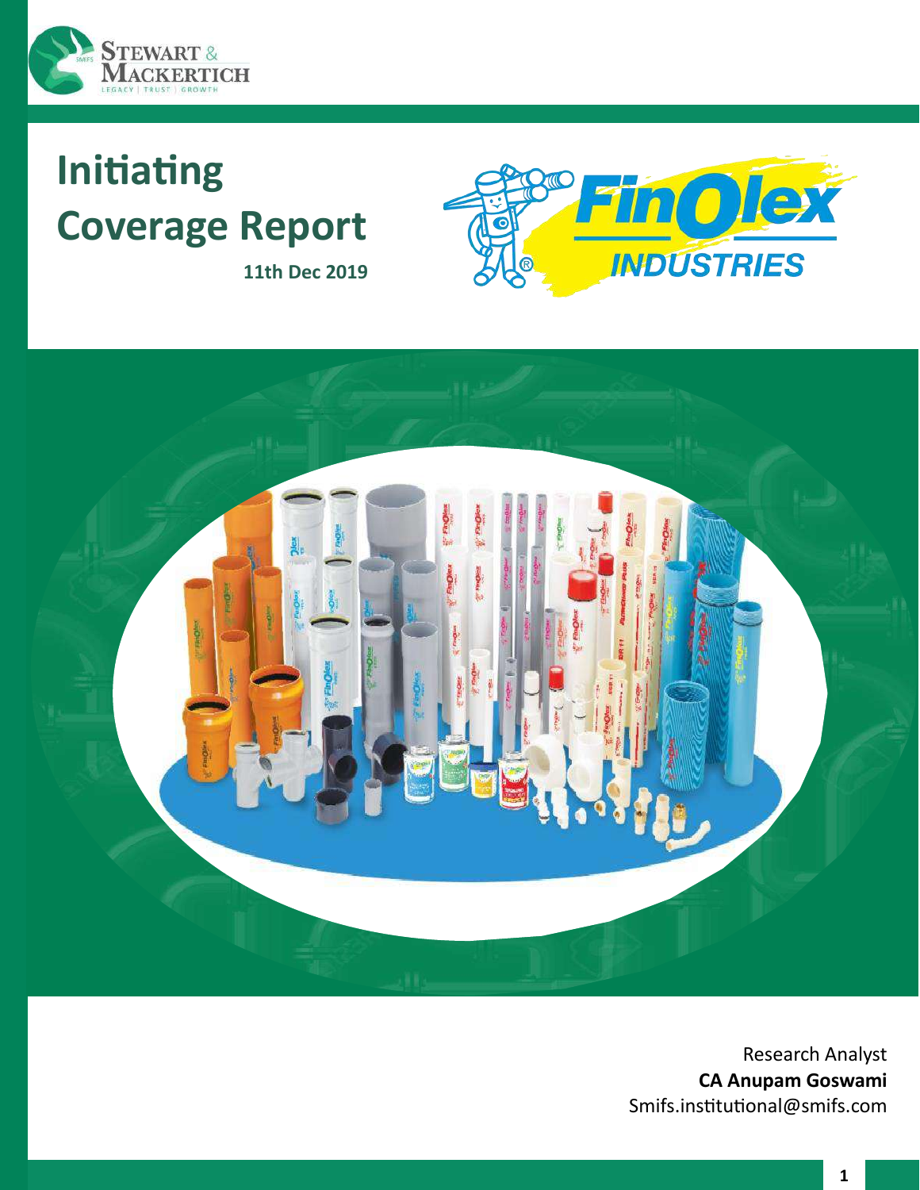# Initiating Coverage Report

**11th Dec 2019**

Research Analyst
**CA Anupam Goswami**
Smifs.institutional@smifs.com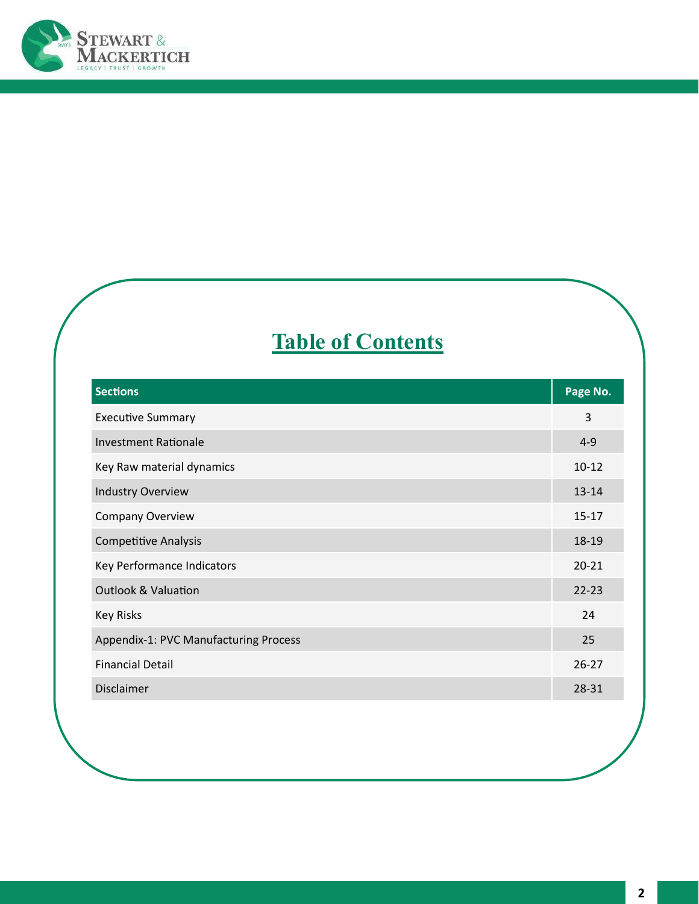# Table of Contents

| Sections | Page No. |
|---|---|
| Executive Summary | 3 |
| Investment Rationale | 4-9 |
| Key Raw material dynamics | 10-12 |
| Industry Overview | 13-14 |
| Company Overview | 15-17 |
| Competitive Analysis | 18-19 |
| Key Performance Indicators | 20-21 |
| Outlook & Valuation | 22-23 |
| Key Risks | 24 |
| Appendix-1: PVC Manufacturing Process | 25 |
| Financial Detail | 26-27 |
| Disclaimer | 28-31 |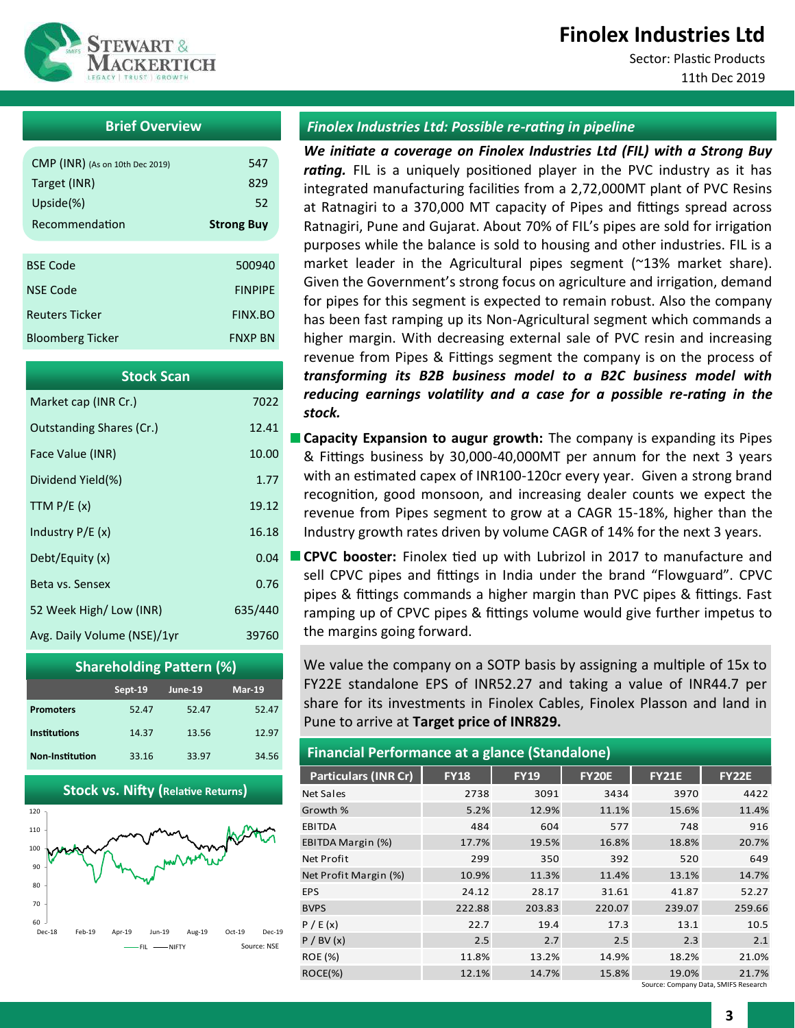# Finolex Industries Ltd

Sector: Plastic Products

11th Dec 2019

## Brief Overview

| | |
|---|---|
| CMP (INR) (As on 10th Dec 2019) | 547 |
| Target (INR) | 829 |
| Upside(%) | 52 |
| Recommendation | **Strong Buy** |

| | |
|---|---|
| BSE Code | 500940 |
| NSE Code | FINPIPE |
| Reuters Ticker | FINX.BO |
| Bloomberg Ticker | FNXP BN |

## Stock Scan

| | |
|---|---|
| Market cap (INR Cr.) | 7022 |
| Outstanding Shares (Cr.) | 12.41 |
| Face Value (INR) | 10.00 |
| Dividend Yield(%) | 1.77 |
| TTM P/E (x) | 19.12 |
| Industry P/E (x) | 16.18 |
| Debt/Equity (x) | 0.04 |
| Beta vs. Sensex | 0.76 |
| 52 Week High/ Low (INR) | 635/440 |
| Avg. Daily Volume (NSE)/1yr | 39760 |

## Shareholding Pattern (%)

| | Sept-19 | June-19 | Mar-19 |
|---|---|---|---|
| **Promoters** | 52.47 | 52.47 | 52.47 |
| **Institutions** | 14.37 | 13.56 | 12.97 |
| **Non-Institution** | 33.16 | 33.97 | 34.56 |

## Stock vs. Nifty (Relative Returns)

Source: NSE

## Finolex Industries Ltd: Possible re-rating in pipeline

***We initiate a coverage on Finolex Industries Ltd (FIL) with a Strong Buy rating.*** FIL is a uniquely positioned player in the PVC industry as it has integrated manufacturing facilities from a 2,72,000MT plant of PVC Resins at Ratnagiri to a 370,000 MT capacity of Pipes and fittings spread across Ratnagiri, Pune and Gujarat. About 70% of FIL's pipes are sold for irrigation purposes while the balance is sold to housing and other industries. FIL is a market leader in the Agricultural pipes segment (~13% market share). Given the Government's strong focus on agriculture and irrigation, demand for pipes for this segment is expected to remain robust. Also the company has been fast ramping up its Non-Agricultural segment which commands a higher margin. With decreasing external sale of PVC resin and increasing revenue from Pipes & Fittings segment the company is on the process of ***transforming its B2B business model to a B2C business model with reducing earnings volatility and a case for a possible re-rating in the stock.***

- **Capacity Expansion to augur growth:** The company is expanding its Pipes & Fittings business by 30,000-40,000MT per annum for the next 3 years with an estimated capex of INR100-120cr every year. Given a strong brand recognition, good monsoon, and increasing dealer counts we expect the revenue from Pipes segment to grow at a CAGR 15-18%, higher than the Industry growth rates driven by volume CAGR of 14% for the next 3 years.
- **CPVC booster:** Finolex tied up with Lubrizol in 2017 to manufacture and sell CPVC pipes and fittings in India under the brand "Flowguard". CPVC pipes & fittings commands a higher margin than PVC pipes & fittings. Fast ramping up of CPVC pipes & fittings volume would give further impetus to the margins going forward.

We value the company on a SOTP basis by assigning a multiple of 15x to FY22E standalone EPS of INR52.27 and taking a value of INR44.7 per share for its investments in Finolex Cables, Finolex Plasson and land in Pune to arrive at **Target price of INR829.**

## Financial Performance at a glance (Standalone)

| Particulars (INR Cr) | FY18 | FY19 | FY20E | FY21E | FY22E |
|---|---|---|---|---|---|
| Net Sales | 2738 | 3091 | 3434 | 3970 | 4422 |
| Growth % | 5.2% | 12.9% | 11.1% | 15.6% | 11.4% |
| EBITDA | 484 | 604 | 577 | 748 | 916 |
| EBITDA Margin (%) | 17.7% | 19.5% | 16.8% | 18.8% | 20.7% |
| Net Profit | 299 | 350 | 392 | 520 | 649 |
| Net Profit Margin (%) | 10.9% | 11.3% | 11.4% | 13.1% | 14.7% |
| EPS | 24.12 | 28.17 | 31.61 | 41.87 | 52.27 |
| BVPS | 222.88 | 203.83 | 220.07 | 239.07 | 259.66 |
| P / E (x) | 22.7 | 19.4 | 17.3 | 13.1 | 10.5 |
| P / BV (x) | 2.5 | 2.7 | 2.5 | 2.3 | 2.1 |
| ROE (%) | 11.8% | 13.2% | 14.9% | 18.2% | 21.0% |
| ROCE(%) | 12.1% | 14.7% | 15.8% | 19.0% | 21.7% |

Source: Company Data, SMIFS Research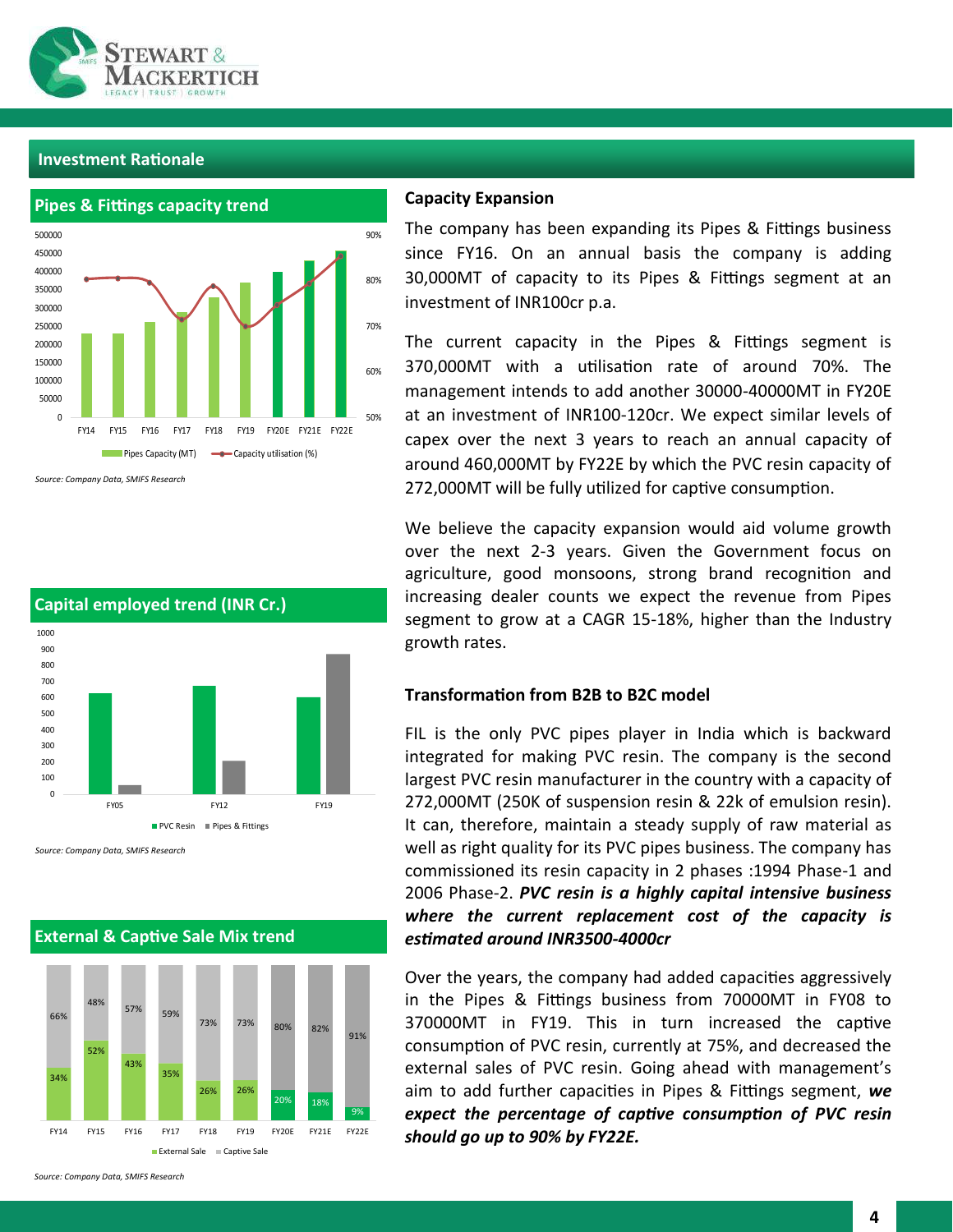## Investment Rationale

### Pipes & Fittings capacity trend

Source: Company Data, SMIFS Research

### Capital employed trend (INR Cr.)

Source: Company Data, SMIFS Research

### External & Captive Sale Mix trend

| | FY14 | FY15 | FY16 | FY17 | FY18 | FY19 | FY20E | FY21E | FY22E |
|---|---|---|---|---|---|---|---|---|---|
| External Sale | 34% | 52% | 43% | 35% | 26% | 26% | 20% | 18% | 9% |
| Captive Sale | 66% | 48% | 57% | 59% | 73% | 73% | 80% | 82% | 91% |

Source: Company Data, SMIFS Research

### Capacity Expansion

The company has been expanding its Pipes & Fittings business since FY16. On an annual basis the company is adding 30,000MT of capacity to its Pipes & Fittings segment at an investment of INR100cr p.a.

The current capacity in the Pipes & Fittings segment is 370,000MT with a utilisation rate of around 70%. The management intends to add another 30000-40000MT in FY20E at an investment of INR100-120cr. We expect similar levels of capex over the next 3 years to reach an annual capacity of around 460,000MT by FY22E by which the PVC resin capacity of 272,000MT will be fully utilized for captive consumption.

We believe the capacity expansion would aid volume growth over the next 2-3 years. Given the Government focus on agriculture, good monsoons, strong brand recognition and increasing dealer counts we expect the revenue from Pipes segment to grow at a CAGR 15-18%, higher than the Industry growth rates.

### Transformation from B2B to B2C model

FIL is the only PVC pipes player in India which is backward integrated for making PVC resin. The company is the second largest PVC resin manufacturer in the country with a capacity of 272,000MT (250K of suspension resin & 22k of emulsion resin). It can, therefore, maintain a steady supply of raw material as well as right quality for its PVC pipes business. The company has commissioned its resin capacity in 2 phases :1994 Phase-1 and 2006 Phase-2. ***PVC resin is a highly capital intensive business where the current replacement cost of the capacity is estimated around INR3500-4000cr***

Over the years, the company had added capacities aggressively in the Pipes & Fittings business from 70000MT in FY08 to 370000MT in FY19. This in turn increased the captive consumption of PVC resin, currently at 75%, and decreased the external sales of PVC resin. Going ahead with management's aim to add further capacities in Pipes & Fittings segment, ***we expect the percentage of captive consumption of PVC resin should go up to 90% by FY22E.***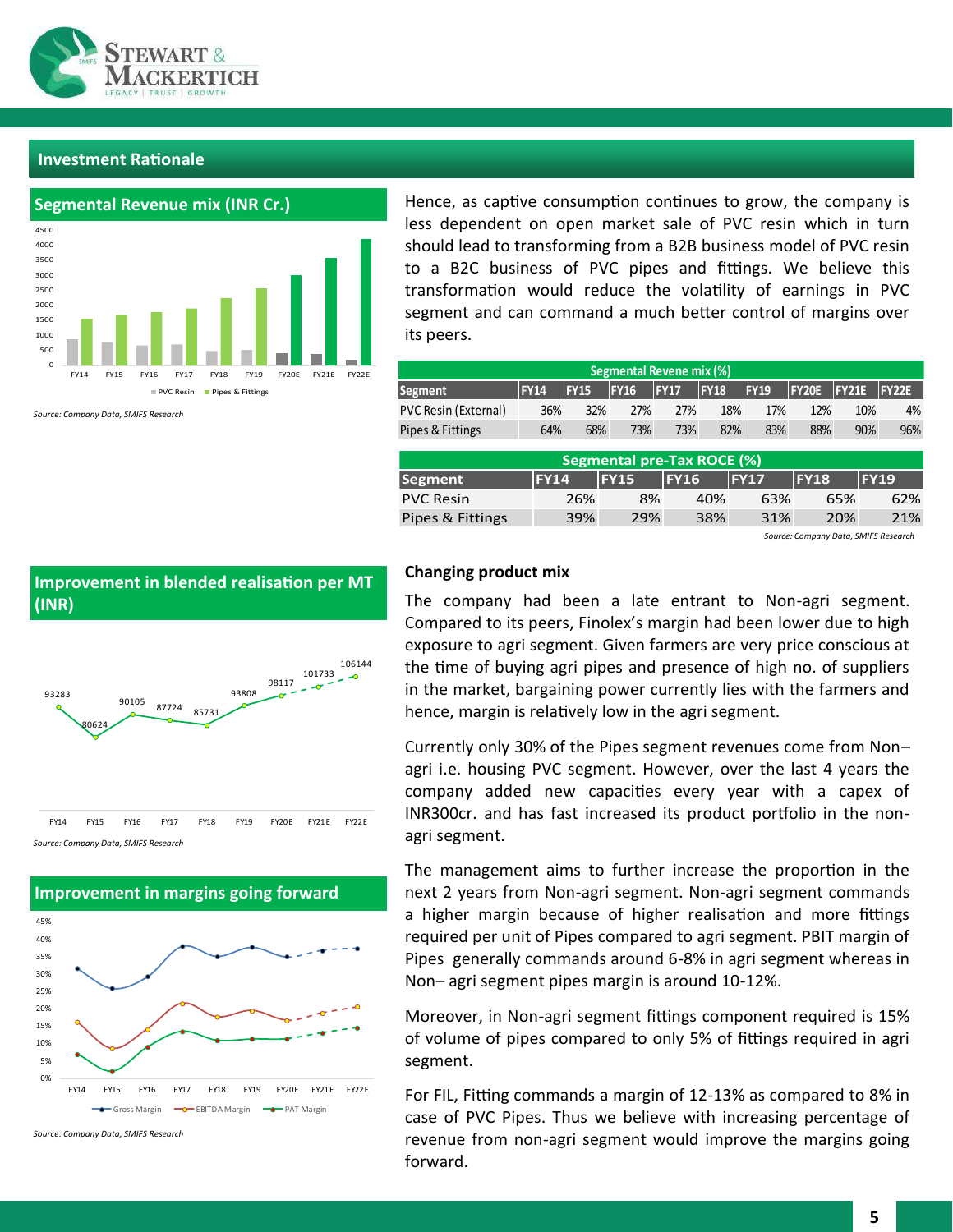## Investment Rationale

### Segmental Revenue mix (INR Cr.)

*Source: Company Data, SMIFS Research*

Hence, as captive consumption continues to grow, the company is less dependent on open market sale of PVC resin which in turn should lead to transforming from a B2B business model of PVC resin to a B2C business of PVC pipes and fittings. We believe this transformation would reduce the volatility of earnings in PVC segment and can command a much better control of margins over its peers.

| Segmental Revene mix (%) | | | | | | | | | |
|---|---|---|---|---|---|---|---|---|---|
| Segment | FY14 | FY15 | FY16 | FY17 | FY18 | FY19 | FY20E | FY21E | FY22E |
| PVC Resin (External) | 36% | 32% | 27% | 27% | 18% | 17% | 12% | 10% | 4% |
| Pipes & Fittings | 64% | 68% | 73% | 73% | 82% | 83% | 88% | 90% | 96% |

| Segmental pre-Tax ROCE (%) | | | | | | |
|---|---|---|---|---|---|---|
| Segment | FY14 | FY15 | FY16 | FY17 | FY18 | FY19 |
| PVC Resin | 26% | 8% | 40% | 63% | 65% | 62% |
| Pipes & Fittings | 39% | 29% | 38% | 31% | 20% | 21% |

*Source: Company Data, SMIFS Research*

### Improvement in blended realisation per MT (INR)

| FY14 | FY15 | FY16 | FY17 | FY18 | FY19 | FY20E | FY21E | FY22E |
|---|---|---|---|---|---|---|---|---|
| 93283 | 80624 | 90105 | 87724 | 85731 | 93808 | 98117 | 101733 | 106144 |

*Source: Company Data, SMIFS Research*

### Improvement in margins going forward

*Source: Company Data, SMIFS Research*

### Changing product mix

The company had been a late entrant to Non-agri segment. Compared to its peers, Finolex's margin had been lower due to high exposure to agri segment. Given farmers are very price conscious at the time of buying agri pipes and presence of high no. of suppliers in the market, bargaining power currently lies with the farmers and hence, margin is relatively low in the agri segment.

Currently only 30% of the Pipes segment revenues come from Non–agri i.e. housing PVC segment. However, over the last 4 years the company added new capacities every year with a capex of INR300cr. and has fast increased its product portfolio in the non-agri segment.

The management aims to further increase the proportion in the next 2 years from Non-agri segment. Non-agri segment commands a higher margin because of higher realisation and more fittings required per unit of Pipes compared to agri segment. PBIT margin of Pipes generally commands around 6-8% in agri segment whereas in Non– agri segment pipes margin is around 10-12%.

Moreover, in Non-agri segment fittings component required is 15% of volume of pipes compared to only 5% of fittings required in agri segment.

For FIL, Fitting commands a margin of 12-13% as compared to 8% in case of PVC Pipes. Thus we believe with increasing percentage of revenue from non-agri segment would improve the margins going forward.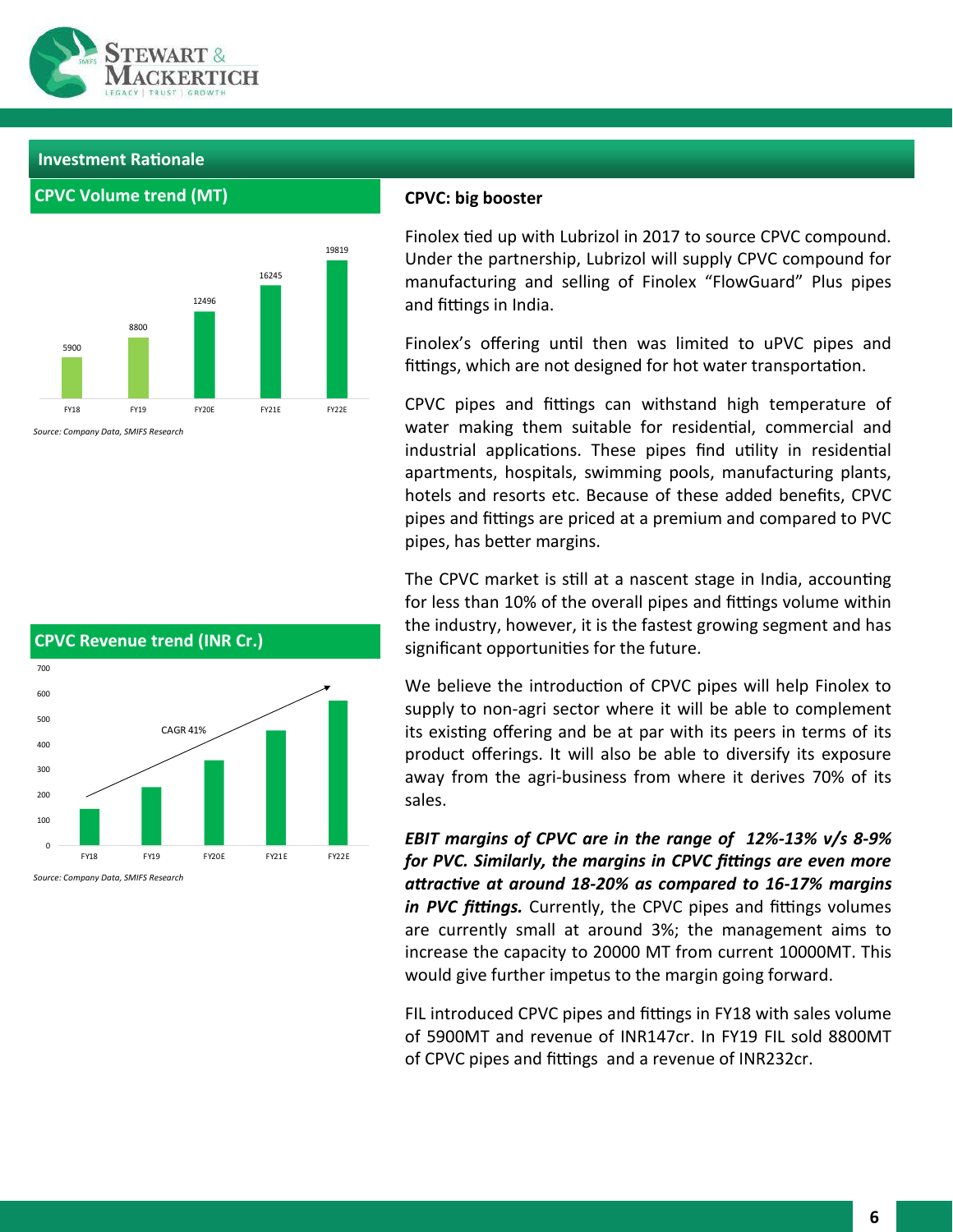## Investment Rationale

### CPVC Volume trend (MT)

| FY18 | FY19 | FY20E | FY21E | FY22E |
|---|---|---|---|---|
| 5900 | 8800 | 12496 | 16245 | 19819 |

*Source: Company Data, SMIFS Research*

### CPVC Revenue trend (INR Cr.)

CAGR 41%

*Source: Company Data, SMIFS Research*

**CPVC: big booster**

Finolex tied up with Lubrizol in 2017 to source CPVC compound. Under the partnership, Lubrizol will supply CPVC compound for manufacturing and selling of Finolex "FlowGuard" Plus pipes and fittings in India.

Finolex's offering until then was limited to uPVC pipes and fittings, which are not designed for hot water transportation.

CPVC pipes and fittings can withstand high temperature of water making them suitable for residential, commercial and industrial applications. These pipes find utility in residential apartments, hospitals, swimming pools, manufacturing plants, hotels and resorts etc. Because of these added benefits, CPVC pipes and fittings are priced at a premium and compared to PVC pipes, has better margins.

The CPVC market is still at a nascent stage in India, accounting for less than 10% of the overall pipes and fittings volume within the industry, however, it is the fastest growing segment and has significant opportunities for the future.

We believe the introduction of CPVC pipes will help Finolex to supply to non-agri sector where it will be able to complement its existing offering and be at par with its peers in terms of its product offerings. It will also be able to diversify its exposure away from the agri-business from where it derives 70% of its sales.

***EBIT margins of CPVC are in the range of 12%-13% v/s 8-9% for PVC. Similarly, the margins in CPVC fittings are even more attractive at around 18-20% as compared to 16-17% margins in PVC fittings.*** Currently, the CPVC pipes and fittings volumes are currently small at around 3%; the management aims to increase the capacity to 20000 MT from current 10000MT. This would give further impetus to the margin going forward.

FIL introduced CPVC pipes and fittings in FY18 with sales volume of 5900MT and revenue of INR147cr. In FY19 FIL sold 8800MT of CPVC pipes and fittings and a revenue of INR232cr.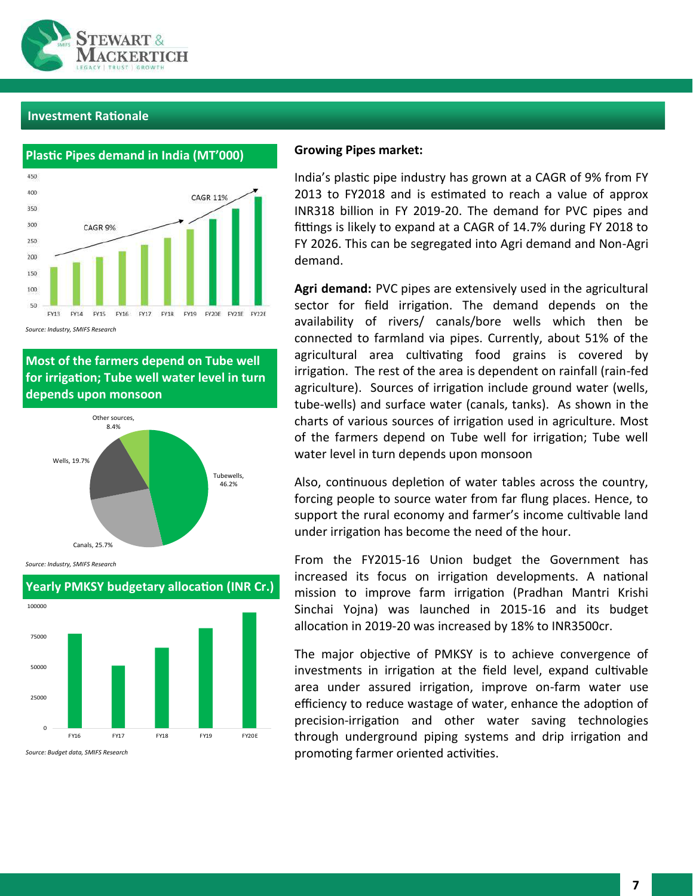## Investment Rationale

### Plastic Pipes demand in India (MT'000)

*Source: Industry, SMIFS Research*

### Most of the farmers depend on Tube well for irrigation; Tube well water level in turn depends upon monsoon

*Source: Industry, SMIFS Research*

### Yearly PMKSY budgetary allocation (INR Cr.)

*Source: Budget data, SMIFS Research*

**Growing Pipes market:**

India's plastic pipe industry has grown at a CAGR of 9% from FY 2013 to FY2018 and is estimated to reach a value of approx INR318 billion in FY 2019-20. The demand for PVC pipes and fittings is likely to expand at a CAGR of 14.7% during FY 2018 to FY 2026. This can be segregated into Agri demand and Non-Agri demand.

**Agri demand:** PVC pipes are extensively used in the agricultural sector for field irrigation. The demand depends on the availability of rivers/ canals/bore wells which then be connected to farmland via pipes. Currently, about 51% of the agricultural area cultivating food grains is covered by irrigation. The rest of the area is dependent on rainfall (rain-fed agriculture). Sources of irrigation include ground water (wells, tube-wells) and surface water (canals, tanks). As shown in the charts of various sources of irrigation used in agriculture. Most of the farmers depend on Tube well for irrigation; Tube well water level in turn depends upon monsoon

Also, continuous depletion of water tables across the country, forcing people to source water from far flung places. Hence, to support the rural economy and farmer's income cultivable land under irrigation has become the need of the hour.

From the FY2015-16 Union budget the Government has increased its focus on irrigation developments. A national mission to improve farm irrigation (Pradhan Mantri Krishi Sinchai Yojna) was launched in 2015-16 and its budget allocation in 2019-20 was increased by 18% to INR3500cr.

The major objective of PMKSY is to achieve convergence of investments in irrigation at the field level, expand cultivable area under assured irrigation, improve on-farm water use efficiency to reduce wastage of water, enhance the adoption of precision-irrigation and other water saving technologies through underground piping systems and drip irrigation and promoting farmer oriented activities.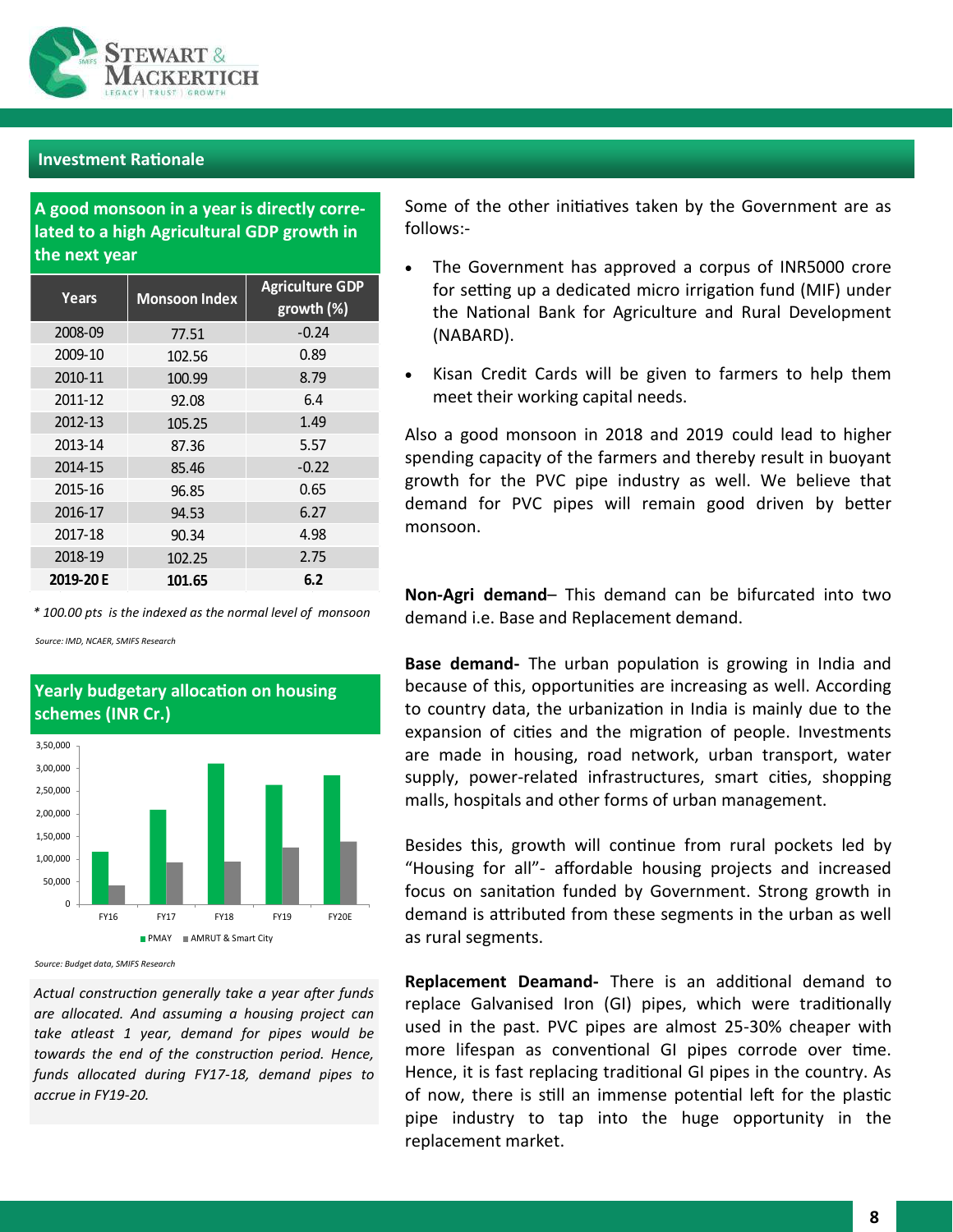## Investment Rationale

**A good monsoon in a year is directly correlated to a high Agricultural GDP growth in the next year**

| Years | Monsoon Index | Agriculture GDP growth (%) |
|---|---|---|
| 2008-09 | 77.51 | -0.24 |
| 2009-10 | 102.56 | 0.89 |
| 2010-11 | 100.99 | 8.79 |
| 2011-12 | 92.08 | 6.4 |
| 2012-13 | 105.25 | 1.49 |
| 2013-14 | 87.36 | 5.57 |
| 2014-15 | 85.46 | -0.22 |
| 2015-16 | 96.85 | 0.65 |
| 2016-17 | 94.53 | 6.27 |
| 2017-18 | 90.34 | 4.98 |
| 2018-19 | 102.25 | 2.75 |
| **2019-20 E** | **101.65** | **6.2** |

*\* 100.00 pts is the indexed as the normal level of monsoon*

*Source: IMD, NCAER, SMIFS Research*

**Yearly budgetary allocation on housing schemes (INR Cr.)**

*Source: Budget data, SMIFS Research*

*Actual construction generally take a year after funds are allocated. And assuming a housing project can take atleast 1 year, demand for pipes would be towards the end of the construction period. Hence, funds allocated during FY17-18, demand pipes to accrue in FY19-20.*

Some of the other initiatives taken by the Government are as follows:-

- The Government has approved a corpus of INR5000 crore for setting up a dedicated micro irrigation fund (MIF) under the National Bank for Agriculture and Rural Development (NABARD).
- Kisan Credit Cards will be given to farmers to help them meet their working capital needs.

Also a good monsoon in 2018 and 2019 could lead to higher spending capacity of the farmers and thereby result in buoyant growth for the PVC pipe industry as well. We believe that demand for PVC pipes will remain good driven by better monsoon.

**Non-Agri demand**– This demand can be bifurcated into two demand i.e. Base and Replacement demand.

**Base demand-** The urban population is growing in India and because of this, opportunities are increasing as well. According to country data, the urbanization in India is mainly due to the expansion of cities and the migration of people. Investments are made in housing, road network, urban transport, water supply, power-related infrastructures, smart cities, shopping malls, hospitals and other forms of urban management.

Besides this, growth will continue from rural pockets led by "Housing for all"- affordable housing projects and increased focus on sanitation funded by Government. Strong growth in demand is attributed from these segments in the urban as well as rural segments.

**Replacement Deamand-** There is an additional demand to replace Galvanised Iron (GI) pipes, which were traditionally used in the past. PVC pipes are almost 25-30% cheaper with more lifespan as conventional GI pipes corrode over time. Hence, it is fast replacing traditional GI pipes in the country. As of now, there is still an immense potential left for the plastic pipe industry to tap into the huge opportunity in the replacement market.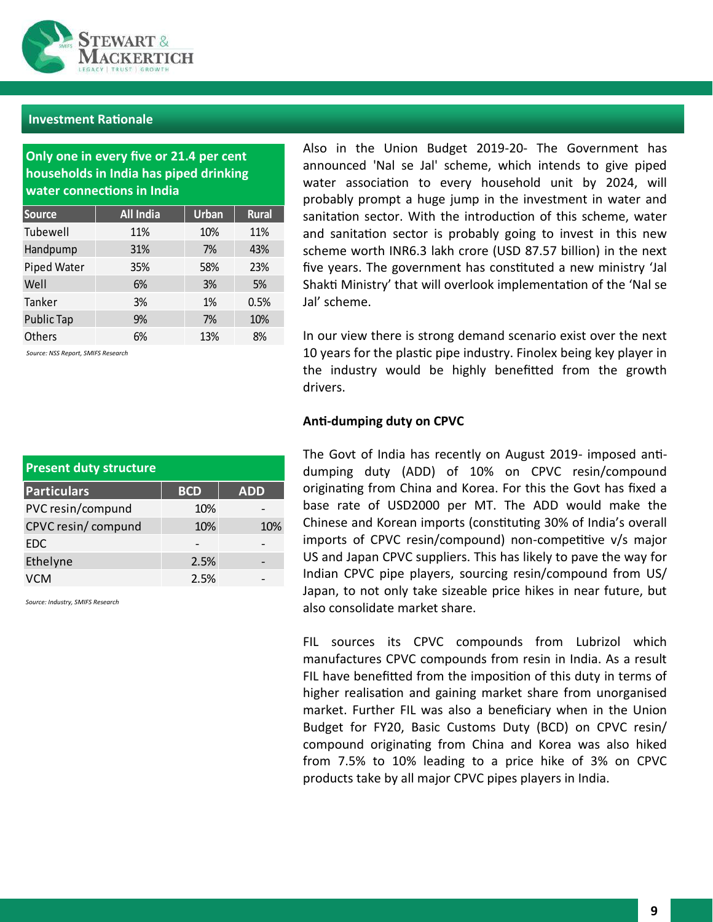## Investment Rationale

**Only one in every five or 21.4 per cent households in India has piped drinking water connections in India**

| Source | All India | Urban | Rural |
|---|---|---|---|
| Tubewell | 11% | 10% | 11% |
| Handpump | 31% | 7% | 43% |
| Piped Water | 35% | 58% | 23% |
| Well | 6% | 3% | 5% |
| Tanker | 3% | 1% | 0.5% |
| Public Tap | 9% | 7% | 10% |
| Others | 6% | 13% | 8% |

*Source: NSS Report, SMIFS Research*

**Present duty structure**

| Particulars | BCD | ADD |
|---|---|---|
| PVC resin/compund | 10% | - |
| CPVC resin/ compund | 10% | 10% |
| EDC | - | - |
| Ethelyne | 2.5% | - |
| VCM | 2.5% | - |

*Source: Industry, SMIFS Research*

Also in the Union Budget 2019-20- The Government has announced 'Nal se Jal' scheme, which intends to give piped water association to every household unit by 2024, will probably prompt a huge jump in the investment in water and sanitation sector. With the introduction of this scheme, water and sanitation sector is probably going to invest in this new scheme worth INR6.3 lakh crore (USD 87.57 billion) in the next five years. The government has constituted a new ministry 'Jal Shakti Ministry' that will overlook implementation of the 'Nal se Jal' scheme.

In our view there is strong demand scenario exist over the next 10 years for the plastic pipe industry. Finolex being key player in the industry would be highly benefitted from the growth drivers.

**Anti-dumping duty on CPVC**

The Govt of India has recently on August 2019- imposed anti-dumping duty (ADD) of 10% on CPVC resin/compound originating from China and Korea. For this the Govt has fixed a base rate of USD2000 per MT. The ADD would make the Chinese and Korean imports (constituting 30% of India's overall imports of CPVC resin/compound) non-competitive v/s major US and Japan CPVC suppliers. This has likely to pave the way for Indian CPVC pipe players, sourcing resin/compound from US/ Japan, to not only take sizeable price hikes in near future, but also consolidate market share.

FIL sources its CPVC compounds from Lubrizol which manufactures CPVC compounds from resin in India. As a result FIL have benefitted from the imposition of this duty in terms of higher realisation and gaining market share from unorganised market. Further FIL was also a beneficiary when in the Union Budget for FY20, Basic Customs Duty (BCD) on CPVC resin/ compound originating from China and Korea was also hiked from 7.5% to 10% leading to a price hike of 3% on CPVC products take by all major CPVC pipes players in India.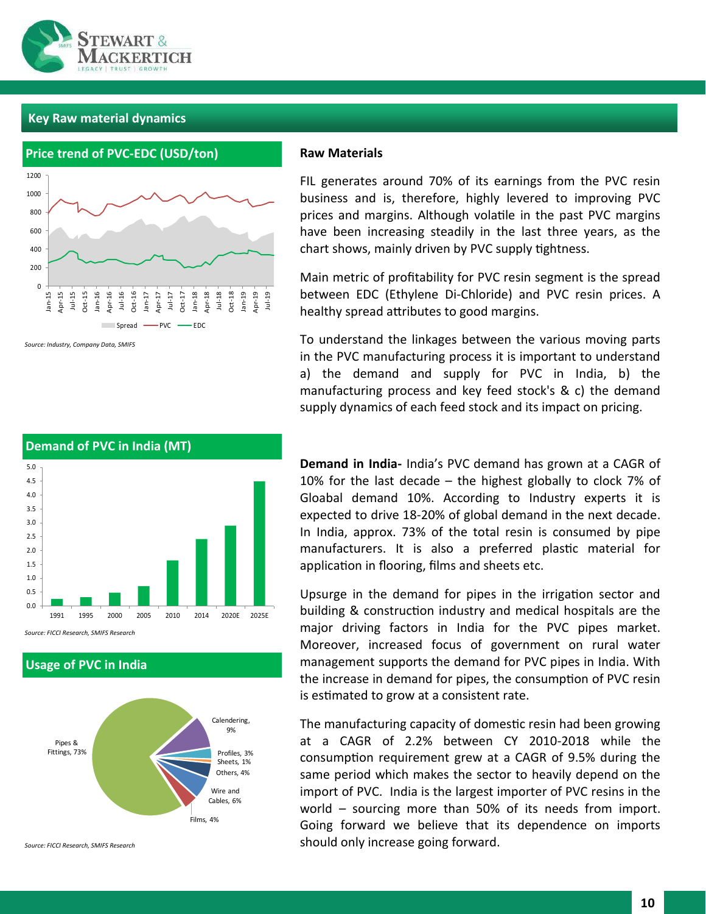## Key Raw material dynamics

### Price trend of PVC-EDC (USD/ton)

Source: Industry, Company Data, SMIFS

### Raw Materials

FIL generates around 70% of its earnings from the PVC resin business and is, therefore, highly levered to improving PVC prices and margins. Although volatile in the past PVC margins have been increasing steadily in the last three years, as the chart shows, mainly driven by PVC supply tightness.

Main metric of profitability for PVC resin segment is the spread between EDC (Ethylene Di-Chloride) and PVC resin prices. A healthy spread attributes to good margins.

To understand the linkages between the various moving parts in the PVC manufacturing process it is important to understand a) the demand and supply for PVC in India, b) the manufacturing process and key feed stock's & c) the demand supply dynamics of each feed stock and its impact on pricing.

### Demand of PVC in India (MT)

Source: FICCI Research, SMIFS Research

**Demand in India-** India's PVC demand has grown at a CAGR of 10% for the last decade – the highest globally to clock 7% of Gloabal demand 10%. According to Industry experts it is expected to drive 18-20% of global demand in the next decade. In India, approx. 73% of the total resin is consumed by pipe manufacturers. It is also a preferred plastic material for application in flooring, films and sheets etc.

### Usage of PVC in India

Source: FICCI Research, SMIFS Research

Upsurge in the demand for pipes in the irrigation sector and building & construction industry and medical hospitals are the major driving factors in India for the PVC pipes market. Moreover, increased focus of government on rural water management supports the demand for PVC pipes in India. With the increase in demand for pipes, the consumption of PVC resin is estimated to grow at a consistent rate.

The manufacturing capacity of domestic resin had been growing at a CAGR of 2.2% between CY 2010-2018 while the consumption requirement grew at a CAGR of 9.5% during the same period which makes the sector to heavily depend on the import of PVC. India is the largest importer of PVC resins in the world – sourcing more than 50% of its needs from import. Going forward we believe that its dependence on imports should only increase going forward.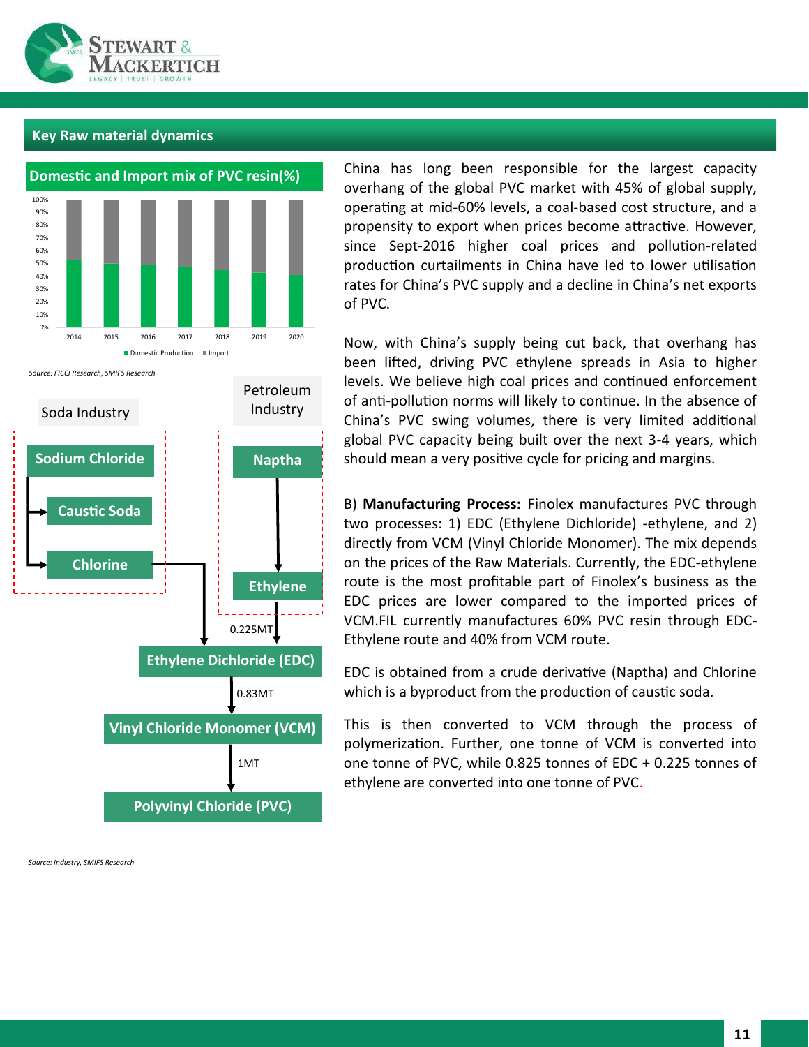## Key Raw material dynamics

**Domestic and Import mix of PVC resin(%)**

Source: FICCI Research, SMIFS Research

Soda Industry

Petroleum Industry

Sodium Chloride → Caustic Soda, Chlorine

Naptha → Ethylene

Chlorine + Ethylene (0.225MT) → Ethylene Dichloride (EDC)

Ethylene Dichloride (EDC) → 0.83MT → Vinyl Chloride Monomer (VCM)

Vinyl Chloride Monomer (VCM) → 1MT → Polyvinyl Chloride (PVC)

Source: Industry, SMIFS Research

China has long been responsible for the largest capacity overhang of the global PVC market with 45% of global supply, operating at mid-60% levels, a coal-based cost structure, and a propensity to export when prices become attractive. However, since Sept-2016 higher coal prices and pollution-related production curtailments in China have led to lower utilisation rates for China's PVC supply and a decline in China's net exports of PVC.

Now, with China's supply being cut back, that overhang has been lifted, driving PVC ethylene spreads in Asia to higher levels. We believe high coal prices and continued enforcement of anti-pollution norms will likely to continue. In the absence of China's PVC swing volumes, there is very limited additional global PVC capacity being built over the next 3-4 years, which should mean a very positive cycle for pricing and margins.

B) **Manufacturing Process:** Finolex manufactures PVC through two processes: 1) EDC (Ethylene Dichloride) -ethylene, and 2) directly from VCM (Vinyl Chloride Monomer). The mix depends on the prices of the Raw Materials. Currently, the EDC-ethylene route is the most profitable part of Finolex's business as the EDC prices are lower compared to the imported prices of VCM.FIL currently manufactures 60% PVC resin through EDC-Ethylene route and 40% from VCM route.

EDC is obtained from a crude derivative (Naptha) and Chlorine which is a byproduct from the production of caustic soda.

This is then converted to VCM through the process of polymerization. Further, one tonne of VCM is converted into one tonne of PVC, while 0.825 tonnes of EDC + 0.225 tonnes of ethylene are converted into one tonne of PVC.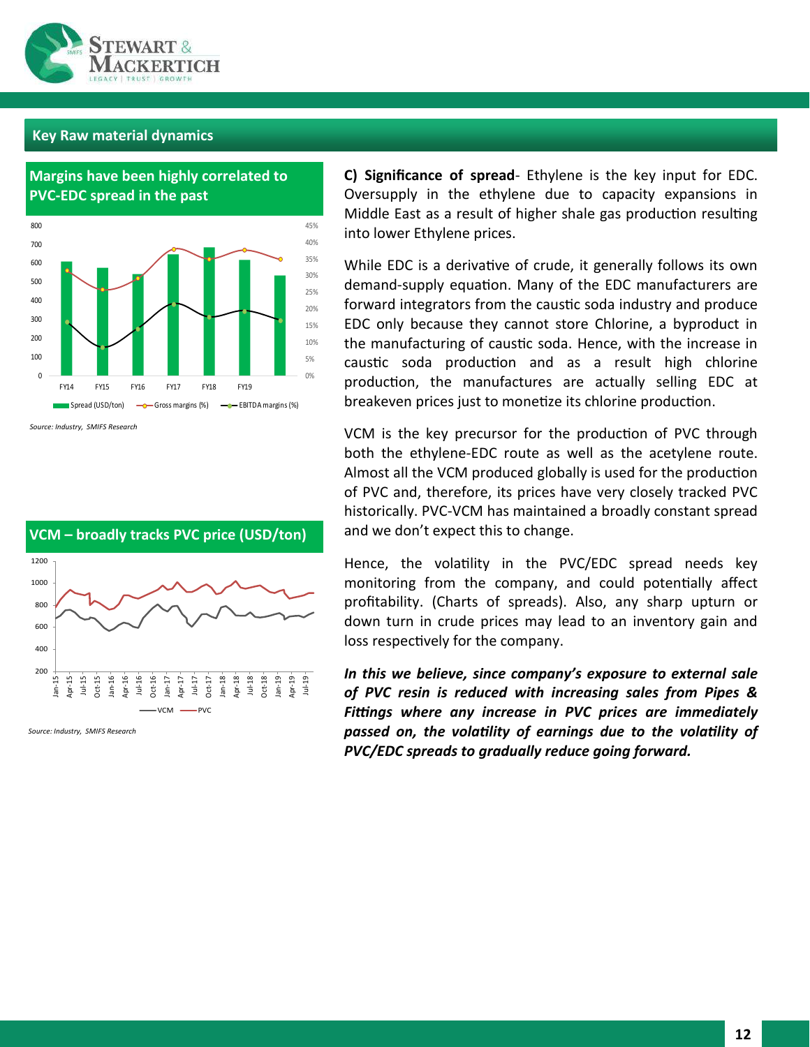## Key Raw material dynamics

### Margins have been highly correlated to PVC-EDC spread in the past

*Source: Industry, SMIFS Research*

### VCM – broadly tracks PVC price (USD/ton)

*Source: Industry, SMIFS Research*

**C) Significance of spread**- Ethylene is the key input for EDC. Oversupply in the ethylene due to capacity expansions in Middle East as a result of higher shale gas production resulting into lower Ethylene prices.

While EDC is a derivative of crude, it generally follows its own demand-supply equation. Many of the EDC manufacturers are forward integrators from the caustic soda industry and produce EDC only because they cannot store Chlorine, a byproduct in the manufacturing of caustic soda. Hence, with the increase in caustic soda production and as a result high chlorine production, the manufactures are actually selling EDC at breakeven prices just to monetize its chlorine production.

VCM is the key precursor for the production of PVC through both the ethylene-EDC route as well as the acetylene route. Almost all the VCM produced globally is used for the production of PVC and, therefore, its prices have very closely tracked PVC historically. PVC-VCM has maintained a broadly constant spread and we don't expect this to change.

Hence, the volatility in the PVC/EDC spread needs key monitoring from the company, and could potentially affect profitability. (Charts of spreads). Also, any sharp upturn or down turn in crude prices may lead to an inventory gain and loss respectively for the company.

***In this we believe, since company's exposure to external sale of PVC resin is reduced with increasing sales from Pipes & Fittings where any increase in PVC prices are immediately passed on, the volatility of earnings due to the volatility of PVC/EDC spreads to gradually reduce going forward.***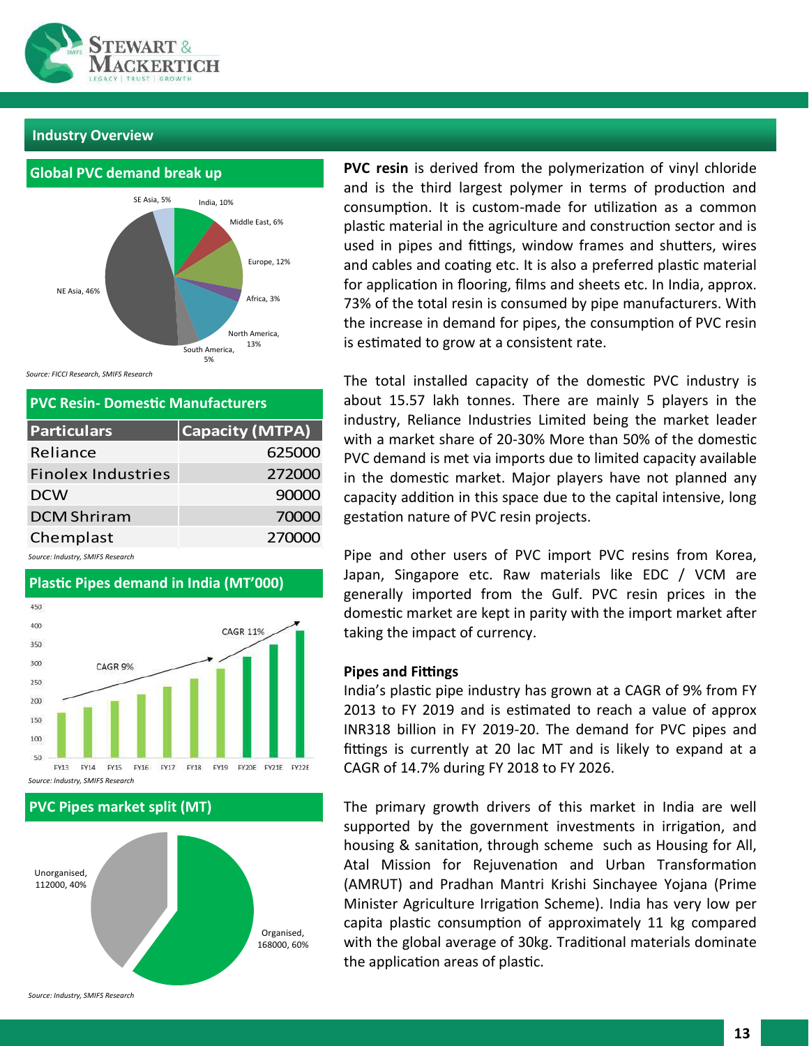## Industry Overview

### Global PVC demand break up

SE Asia, 5% | India, 10% | Middle East, 6% | Europe, 12% | Africa, 3% | North America, 13% | South America, 5% | NE Asia, 46%

*Source: FICCI Research, SMIFS Research*

### PVC Resin- Domestic Manufacturers

| Particulars | Capacity (MTPA) |
|---|---|
| Reliance | 625000 |
| Finolex Industries | 272000 |
| DCW | 90000 |
| DCM Shriram | 70000 |
| Chemplast | 270000 |

*Source: Industry, SMIFS Research*

### Plastic Pipes demand in India (MT'000)

FY13 – FY19: CAGR 9%; FY19 – FY22E: CAGR 11%

*Source: Industry, SMIFS Research*

### PVC Pipes market split (MT)

Unorganised, 112000, 40% | Organised, 168000, 60%

*Source: Industry, SMIFS Research*

**PVC resin** is derived from the polymerization of vinyl chloride and is the third largest polymer in terms of production and consumption. It is custom-made for utilization as a common plastic material in the agriculture and construction sector and is used in pipes and fittings, window frames and shutters, wires and cables and coating etc. It is also a preferred plastic material for application in flooring, films and sheets etc. In India, approx. 73% of the total resin is consumed by pipe manufacturers. With the increase in demand for pipes, the consumption of PVC resin is estimated to grow at a consistent rate.

The total installed capacity of the domestic PVC industry is about 15.57 lakh tonnes. There are mainly 5 players in the industry, Reliance Industries Limited being the market leader with a market share of 20-30% More than 50% of the domestic PVC demand is met via imports due to limited capacity available in the domestic market. Major players have not planned any capacity addition in this space due to the capital intensive, long gestation nature of PVC resin projects.

Pipe and other users of PVC import PVC resins from Korea, Japan, Singapore etc. Raw materials like EDC / VCM are generally imported from the Gulf. PVC resin prices in the domestic market are kept in parity with the import market after taking the impact of currency.

**Pipes and Fittings**

India's plastic pipe industry has grown at a CAGR of 9% from FY 2013 to FY 2019 and is estimated to reach a value of approx INR318 billion in FY 2019-20. The demand for PVC pipes and fittings is currently at 20 lac MT and is likely to expand at a CAGR of 14.7% during FY 2018 to FY 2026.

The primary growth drivers of this market in India are well supported by the government investments in irrigation, and housing & sanitation, through scheme such as Housing for All, Atal Mission for Rejuvenation and Urban Transformation (AMRUT) and Pradhan Mantri Krishi Sinchayee Yojana (Prime Minister Agriculture Irrigation Scheme). India has very low per capita plastic consumption of approximately 11 kg compared with the global average of 30kg. Traditional materials dominate the application areas of plastic.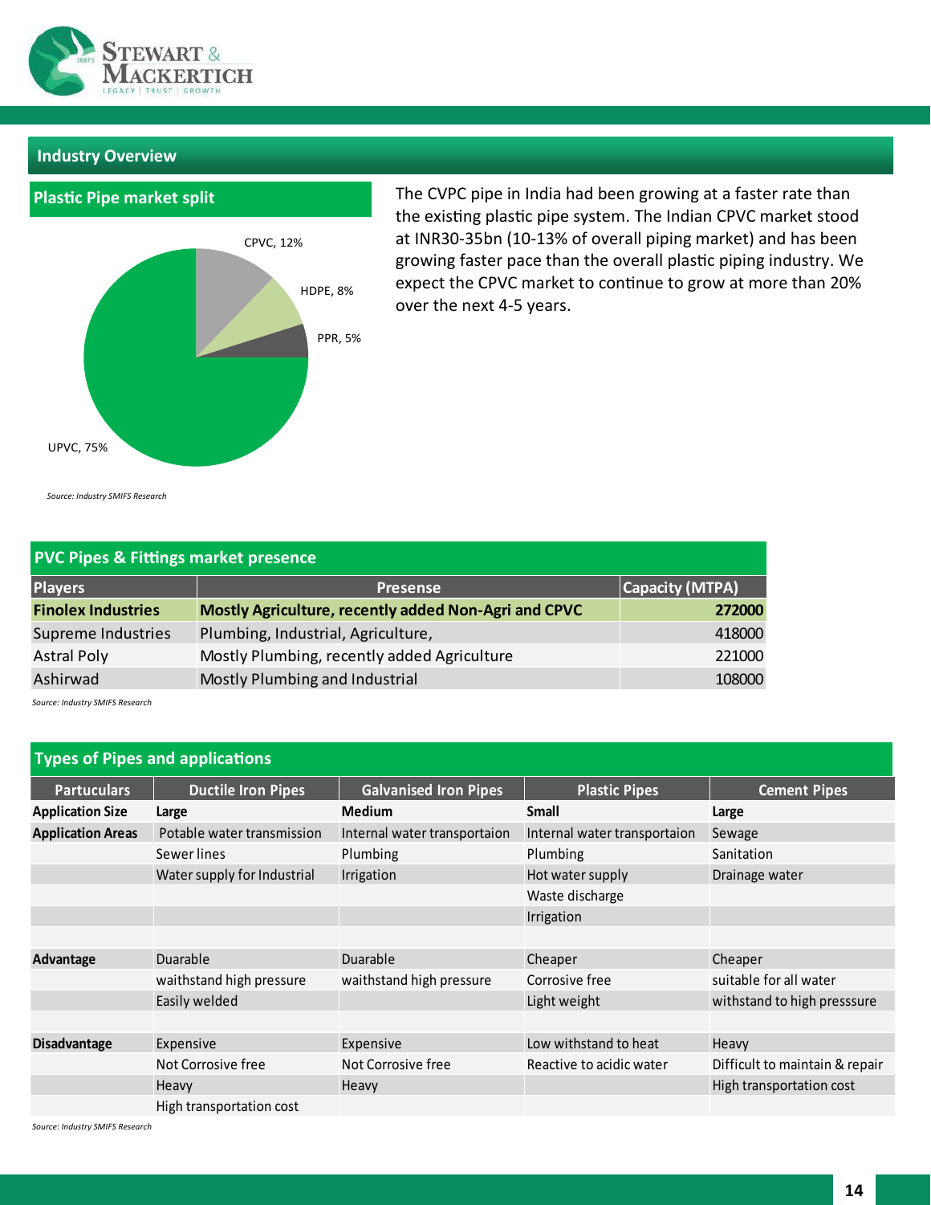## Industry Overview

### Plastic Pipe market split

CPVC, 12%
HDPE, 8%
PPR, 5%
UPVC, 75%

*Source: Industry SMIFS Research*

The CVPC pipe in India had been growing at a faster rate than the existing plastic pipe system. The Indian CPVC market stood at INR30-35bn (10-13% of overall piping market) and has been growing faster pace than the overall plastic piping industry. We expect the CPVC market to continue to grow at more than 20% over the next 4-5 years.

### PVC Pipes & Fittings market presence

| Players | Presense | Capacity (MTPA) |
|---|---|---|
| **Finolex Industries** | **Mostly Agriculture, recently added Non-Agri and CPVC** | **272000** |
| Supreme Industries | Plumbing, Industrial, Agriculture, | 418000 |
| Astral Poly | Mostly Plumbing, recently added Agriculture | 221000 |
| Ashirwad | Mostly Plumbing and Industrial | 108000 |

*Source: Industry SMIFS Research*

### Types of Pipes and applications

| Partuculars | Ductile Iron Pipes | Galvanised Iron Pipes | Plastic Pipes | Cement Pipes |
|---|---|---|---|---|
| **Application Size** | **Large** | **Medium** | **Small** | **Large** |
| **Application Areas** | Potable water transmission | Internal water transportaion | Internal water transportaion | Sewage |
| | Sewer lines | Plumbing | Plumbing | Sanitation |
| | Water supply for Industrial | Irrigation | Hot water supply | Drainage water |
| | | | Waste discharge | |
| | | | Irrigation | |
| | | | | |
| **Advantage** | Duarable | Duarable | Cheaper | Cheaper |
| | waithstand high pressure | waithstand high pressure | Corrosive free | suitable for all water |
| | Easily welded | | Light weight | withstand to high presssure |
| | | | | |
| **Disadvantage** | Expensive | Expensive | Low withstand to heat | Heavy |
| | Not Corrosive free | Not Corrosive free | Reactive to acidic water | Difficult to maintain & repair |
| | Heavy | Heavy | | High transportation cost |
| | High transportation cost | | | |

*Source: Industry SMIFS Research*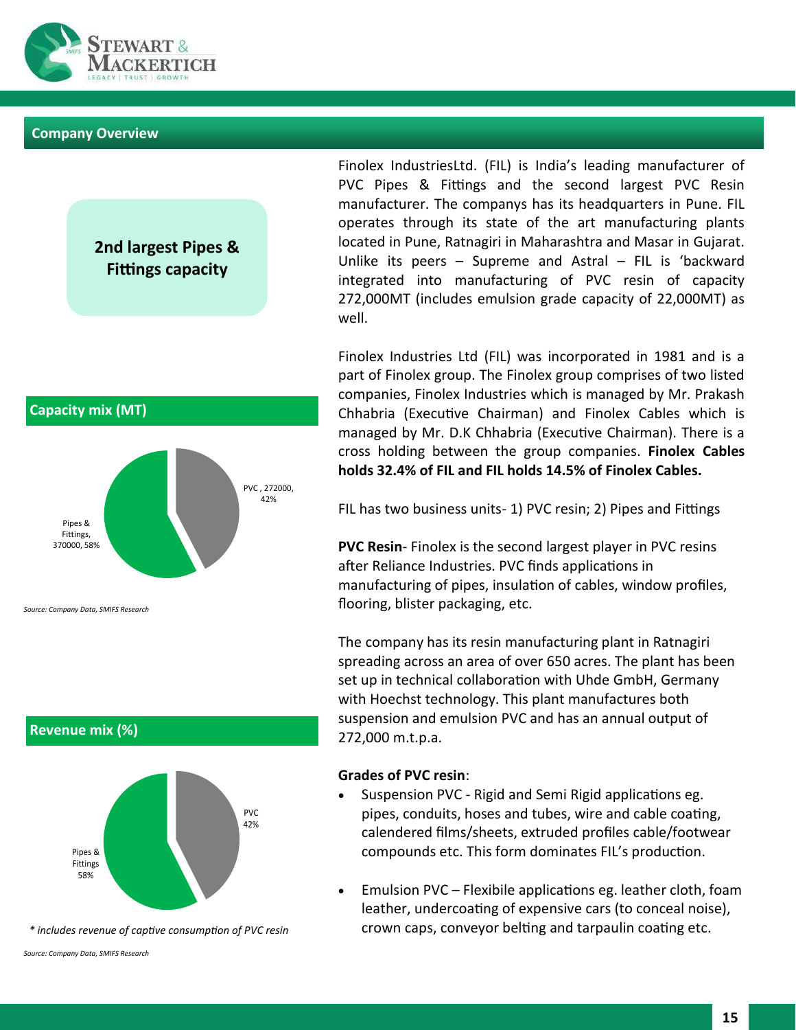## Company Overview

**2nd largest Pipes & Fittings capacity**

Finolex IndustriesLtd. (FIL) is India's leading manufacturer of PVC Pipes & Fittings and the second largest PVC Resin manufacturer. The companys has its headquarters in Pune. FIL operates through its state of the art manufacturing plants located in Pune, Ratnagiri in Maharashtra and Masar in Gujarat. Unlike its peers – Supreme and Astral – FIL is 'backward integrated into manufacturing of PVC resin of capacity 272,000MT (includes emulsion grade capacity of 22,000MT) as well.

Finolex Industries Ltd (FIL) was incorporated in 1981 and is a part of Finolex group. The Finolex group comprises of two listed companies, Finolex Industries which is managed by Mr. Prakash Chhabria (Executive Chairman) and Finolex Cables which is managed by Mr. D.K Chhabria (Executive Chairman). There is a cross holding between the group companies. **Finolex Cables holds 32.4% of FIL and FIL holds 14.5% of Finolex Cables.**

FIL has two business units- 1) PVC resin; 2) Pipes and Fittings

**PVC Resin**- Finolex is the second largest player in PVC resins after Reliance Industries. PVC finds applications in manufacturing of pipes, insulation of cables, window profiles, flooring, blister packaging, etc.

The company has its resin manufacturing plant in Ratnagiri spreading across an area of over 650 acres. The plant has been set up in technical collaboration with Uhde GmbH, Germany with Hoechst technology. This plant manufactures both suspension and emulsion PVC and has an annual output of 272,000 m.t.p.a.

**Grades of PVC resin**:

- Suspension PVC - Rigid and Semi Rigid applications eg. pipes, conduits, hoses and tubes, wire and cable coating, calendered films/sheets, extruded profiles cable/footwear compounds etc. This form dominates FIL's production.
- Emulsion PVC – Flexibile applications eg. leather cloth, foam leather, undercoating of expensive cars (to conceal noise), crown caps, conveyor belting and tarpaulin coating etc.

### Capacity mix (MT)

| Segment | Capacity (MT) | Share |
|---|---|---|
| PVC | 272000 | 42% |
| Pipes & Fittings | 370000 | 58% |

*Source: Company Data, SMIFS Research*

### Revenue mix (%)

| Segment | Share |
|---|---|
| PVC | 42% |
| Pipes & Fittings | 58% |

*\* includes revenue of captive consumption of PVC resin*

*Source: Company Data, SMIFS Research*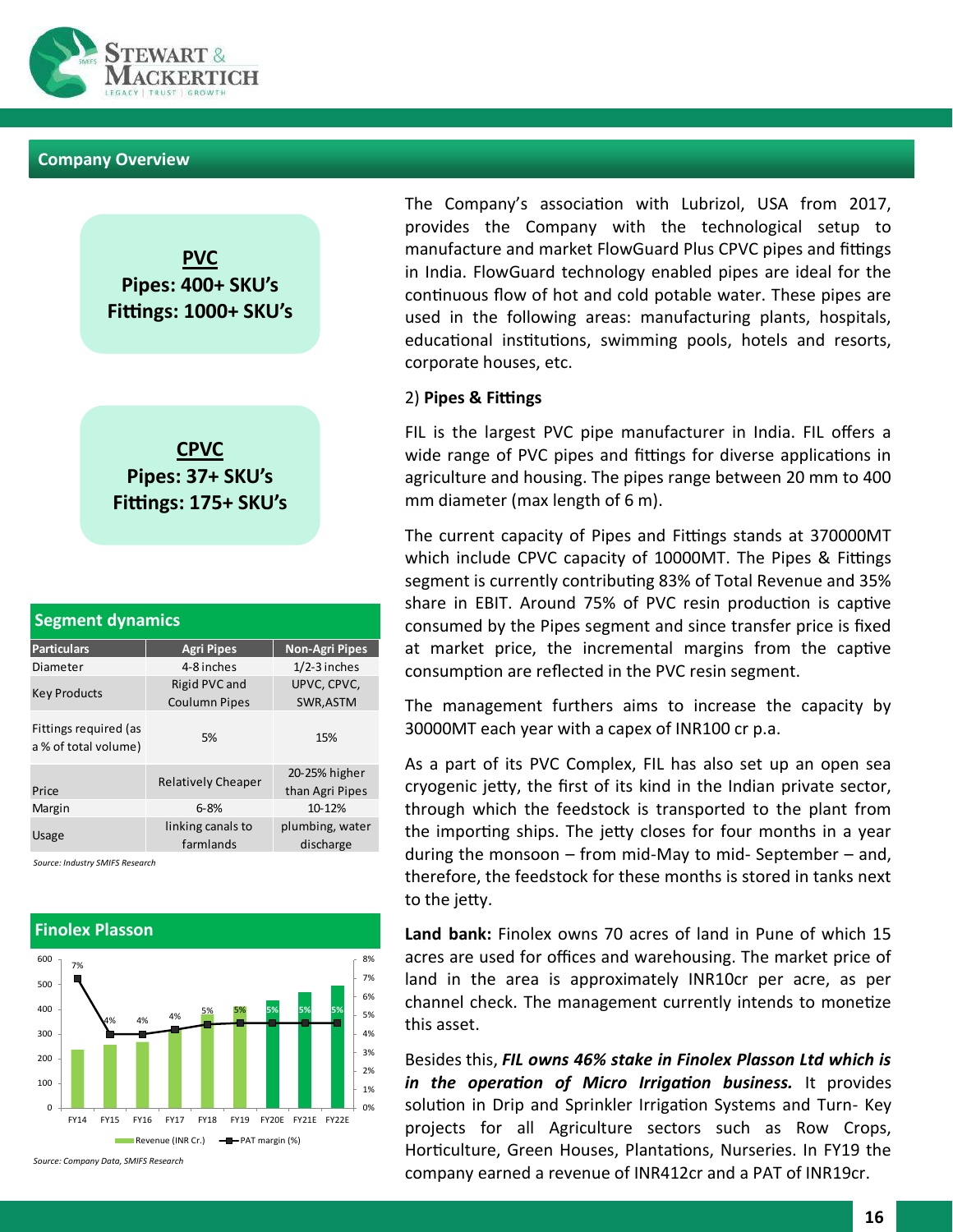## Company Overview

**PVC**
**Pipes: 400+ SKU's**
**Fittings: 1000+ SKU's**

**CPVC**
**Pipes: 37+ SKU's**
**Fittings: 175+ SKU's**

### Segment dynamics

| Particulars | Agri Pipes | Non-Agri Pipes |
|---|---|---|
| Diameter | 4-8 inches | 1/2-3 inches |
| Key Products | Rigid PVC and Coulumn Pipes | UPVC, CPVC, SWR,ASTM |
| Fittings required (as a % of total volume) | 5% | 15% |
| Price | Relatively Cheaper | 20-25% higher than Agri Pipes |
| Margin | 6-8% | 10-12% |
| Usage | linking canals to farmlands | plumbing, water discharge |

*Source: Industry SMIFS Research*

### Finolex Plasson

| | FY14 | FY15 | FY16 | FY17 | FY18 | FY19 | FY20E | FY21E | FY22E |
|---|---|---|---|---|---|---|---|---|---|
| PAT margin (%) | 7% | 4% | 4% | 4% | 5% | 5% | 5% | 5% | 5% |

Legend: Revenue (INR Cr.), PAT margin (%)

*Source: Company Data, SMIFS Research*

The Company's association with Lubrizol, USA from 2017, provides the Company with the technological setup to manufacture and market FlowGuard Plus CPVC pipes and fittings in India. FlowGuard technology enabled pipes are ideal for the continuous flow of hot and cold potable water. These pipes are used in the following areas: manufacturing plants, hospitals, educational institutions, swimming pools, hotels and resorts, corporate houses, etc.

2) **Pipes & Fittings**

FIL is the largest PVC pipe manufacturer in India. FIL offers a wide range of PVC pipes and fittings for diverse applications in agriculture and housing. The pipes range between 20 mm to 400 mm diameter (max length of 6 m).

The current capacity of Pipes and Fittings stands at 370000MT which include CPVC capacity of 10000MT. The Pipes & Fittings segment is currently contributing 83% of Total Revenue and 35% share in EBIT. Around 75% of PVC resin production is captive consumed by the Pipes segment and since transfer price is fixed at market price, the incremental margins from the captive consumption are reflected in the PVC resin segment.

The management furthers aims to increase the capacity by 30000MT each year with a capex of INR100 cr p.a.

As a part of its PVC Complex, FIL has also set up an open sea cryogenic jetty, the first of its kind in the Indian private sector, through which the feedstock is transported to the plant from the importing ships. The jetty closes for four months in a year during the monsoon – from mid-May to mid- September – and, therefore, the feedstock for these months is stored in tanks next to the jetty.

**Land bank:** Finolex owns 70 acres of land in Pune of which 15 acres are used for offices and warehousing. The market price of land in the area is approximately INR10cr per acre, as per channel check. The management currently intends to monetize this asset.

Besides this, ***FIL owns 46% stake in Finolex Plasson Ltd which is in the operation of Micro Irrigation business.*** It provides solution in Drip and Sprinkler Irrigation Systems and Turn- Key projects for all Agriculture sectors such as Row Crops, Horticulture, Green Houses, Plantations, Nurseries. In FY19 the company earned a revenue of INR412cr and a PAT of INR19cr.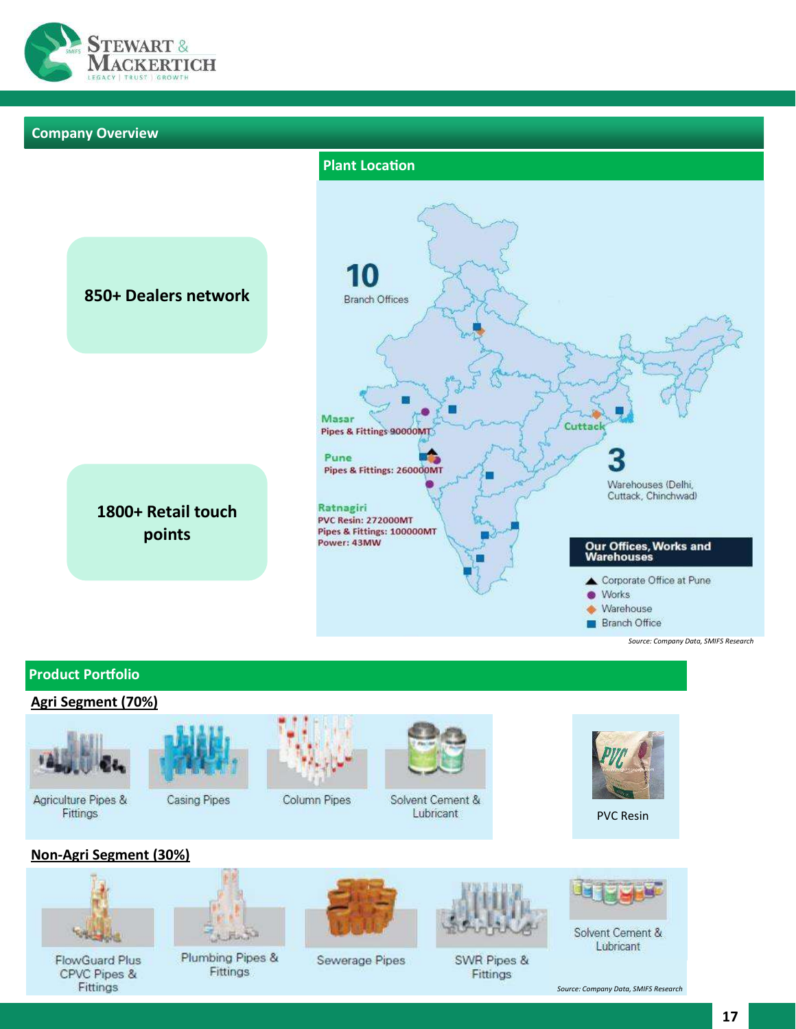## Company Overview

**850+ Dealers network**

**1800+ Retail touch points**

### Plant Location

10 Branch Offices

**Masar**
Pipes & Fittings 90000MT

**Pune**
Pipes & Fittings: 260000MT

**Ratnagiri**
PVC Resin: 272000MT
Pipes & Fittings: 100000MT
Power: 43MW

**Cuttack**

3 Warehouses (Delhi, Cuttack, Chinchwad)

**Our Offices, Works and Warehouses**

- ▲ Corporate Office at Pune
- ● Works
- ◆ Warehouse
- ■ Branch Office

*Source: Company Data, SMIFS Research*

## Product Portfolio

**Agri Segment (70%)**

- Agriculture Pipes & Fittings
- Casing Pipes
- Column Pipes
- Solvent Cement & Lubricant
- PVC Resin

**Non-Agri Segment (30%)**

- FlowGuard Plus CPVC Pipes & Fittings
- Plumbing Pipes & Fittings
- Sewerage Pipes
- SWR Pipes & Fittings
- Solvent Cement & Lubricant

*Source: Company Data, SMIFS Research*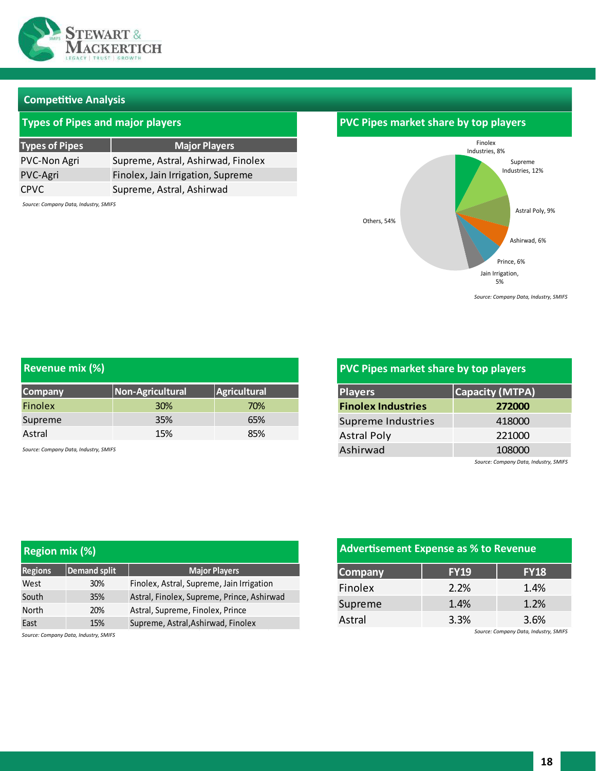## Competitive Analysis

### Types of Pipes and major players

| Types of Pipes | Major Players |
|---|---|
| PVC-Non Agri | Supreme, Astral, Ashirwad, Finolex |
| PVC-Agri | Finolex, Jain Irrigation, Supreme |
| CPVC | Supreme, Astral, Ashirwad |

*Source: Company Data, Industry, SMIFS*

### PVC Pipes market share by top players

Finolex Industries, 8%
Supreme Industries, 12%
Astral Poly, 9%
Ashirwad, 6%
Prince, 6%
Jain Irrigation, 5%
Others, 54%

*Source: Company Data, Industry, SMIFS*

### Revenue mix (%)

| Company | Non-Agricultural | Agricultural |
|---|---|---|
| Finolex | 30% | 70% |
| Supreme | 35% | 65% |
| Astral | 15% | 85% |

*Source: Company Data, Industry, SMIFS*

### PVC Pipes market share by top players

| Players | Capacity (MTPA) |
|---|---|
| **Finolex Industries** | **272000** |
| Supreme Industries | 418000 |
| Astral Poly | 221000 |
| Ashirwad | 108000 |

*Source: Company Data, Industry, SMIFS*

### Region mix (%)

| Regions | Demand split | Major Players |
|---|---|---|
| West | 30% | Finolex, Astral, Supreme, Jain Irrigation |
| South | 35% | Astral, Finolex, Supreme, Prince, Ashirwad |
| North | 20% | Astral, Supreme, Finolex, Prince |
| East | 15% | Supreme, Astral,Ashirwad, Finolex |

*Source: Company Data, Industry, SMIFS*

### Advertisement Expense as % to Revenue

| Company | FY19 | FY18 |
|---|---|---|
| Finolex | 2.2% | 1.4% |
| Supreme | 1.4% | 1.2% |
| Astral | 3.3% | 3.6% |

*Source: Company Data, Industry, SMIFS*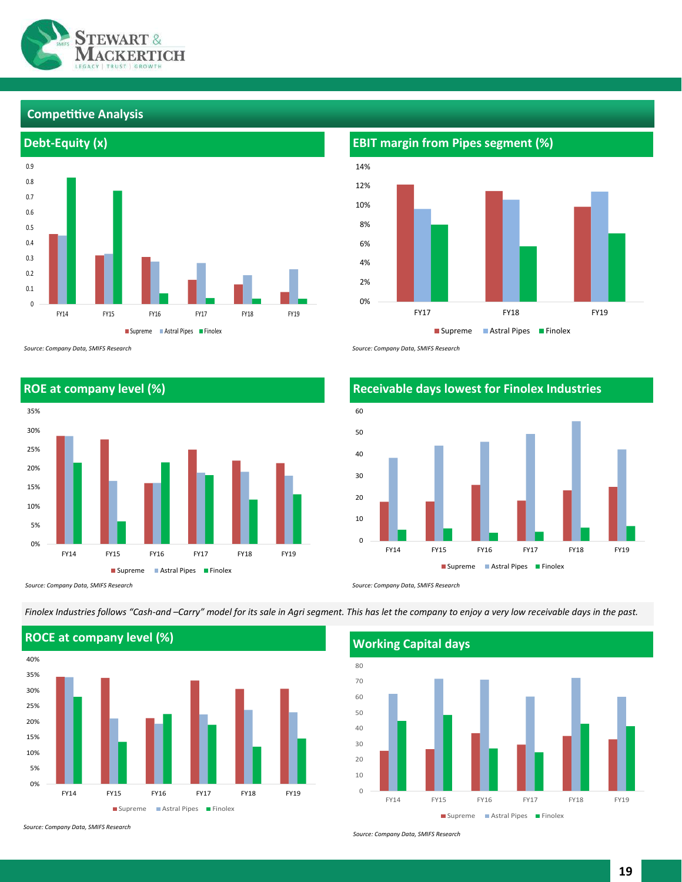## Competitive Analysis

### Debt-Equity (x)

Supreme | Astral Pipes | Finolex

FY14 FY15 FY16 FY17 FY18 FY19

*Source: Company Data, SMIFS Research*

### EBIT margin from Pipes segment (%)

Supreme | Astral Pipes | Finolex

FY17 FY18 FY19

*Source: Company Data, SMIFS Research*

### ROE at company level (%)

Supreme | Astral Pipes | Finolex

FY14 FY15 FY16 FY17 FY18 FY19

*Source: Company Data, SMIFS Research*

### Receivable days lowest for Finolex Industries

Supreme | Astral Pipes | Finolex

FY14 FY15 FY16 FY17 FY18 FY19

*Source: Company Data, SMIFS Research*

*Finolex Industries follows "Cash-and –Carry" model for its sale in Agri segment. This has let the company to enjoy a very low receivable days in the past.*

### ROCE at company level (%)

Supreme | Astral Pipes | Finolex

FY14 FY15 FY16 FY17 FY18 FY19

*Source: Company Data, SMIFS Research*

### Working Capital days

Supreme | Astral Pipes | Finolex

FY14 FY15 FY16 FY17 FY18 FY19

*Source: Company Data, SMIFS Research*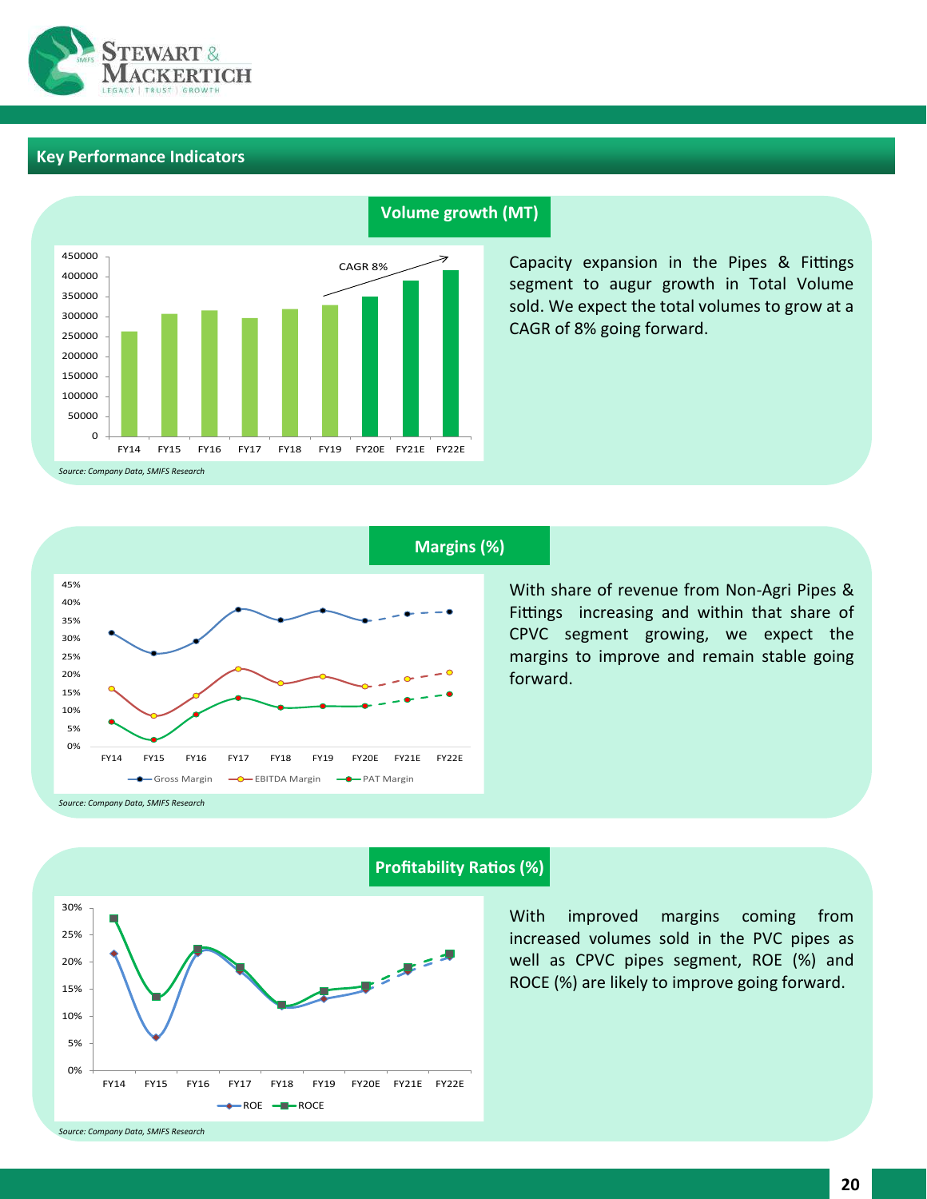## Key Performance Indicators

### Volume growth (MT)

Capacity expansion in the Pipes & Fittings segment to augur growth in Total Volume sold. We expect the total volumes to grow at a CAGR of 8% going forward.

*Source: Company Data, SMIFS Research*

### Margins (%)

With share of revenue from Non-Agri Pipes & Fittings increasing and within that share of CPVC segment growing, we expect the margins to improve and remain stable going forward.

*Source: Company Data, SMIFS Research*

### Profitability Ratios (%)

With improved margins coming from increased volumes sold in the PVC pipes as well as CPVC pipes segment, ROE (%) and ROCE (%) are likely to improve going forward.

*Source: Company Data, SMIFS Research*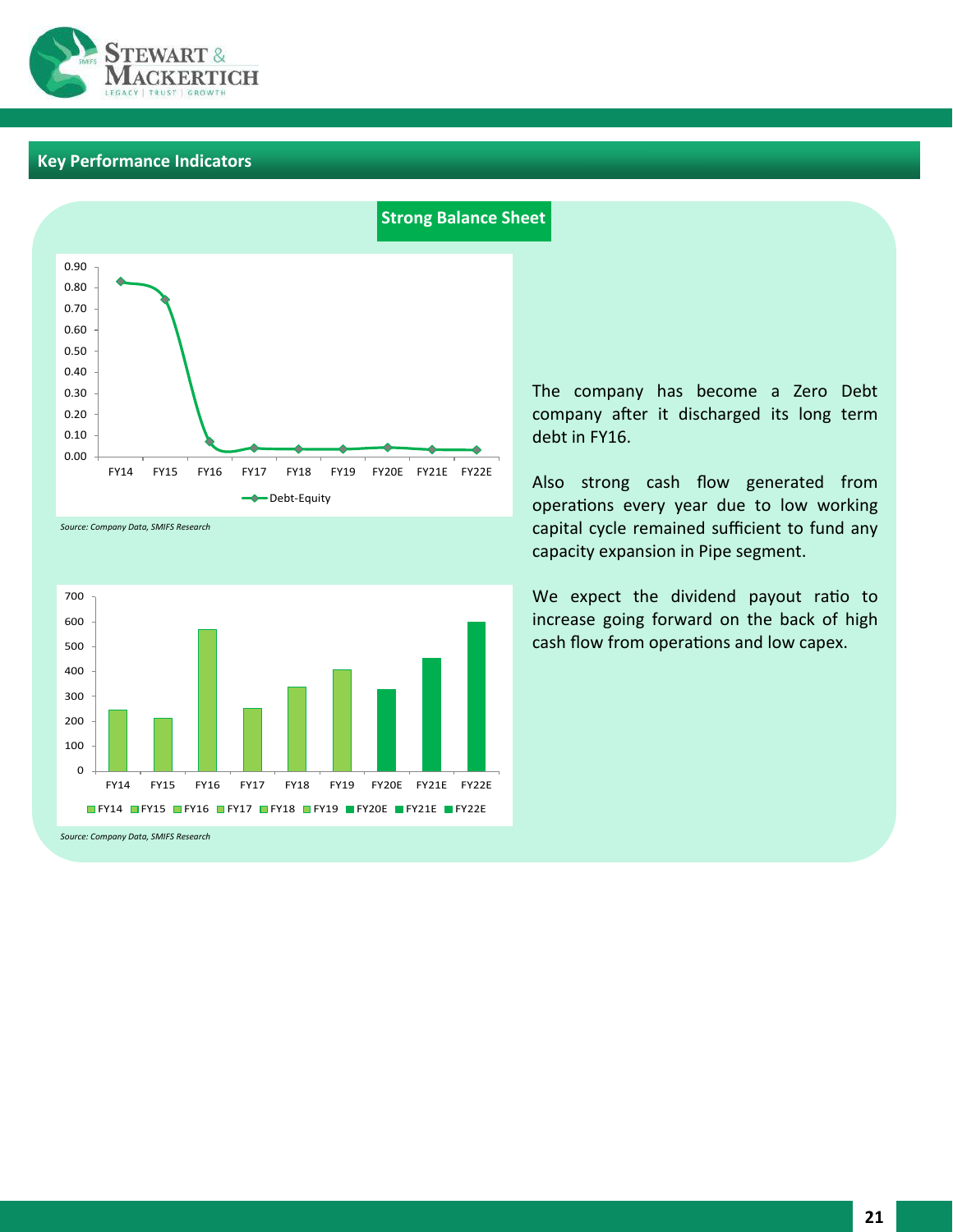## Key Performance Indicators

### Strong Balance Sheet

Debt-Equity

| | FY14 | FY15 | FY16 | FY17 | FY18 | FY19 | FY20E | FY21E | FY22E |
|---|---|---|---|---|---|---|---|---|---|
| Debt-Equity | 0.83 | 0.74 | 0.07 | 0.04 | 0.04 | 0.04 | 0.04 | 0.03 | 0.03 |

*Source: Company Data, SMIFS Research*

| FY14 | FY15 | FY16 | FY17 | FY18 | FY19 | FY20E | FY21E | FY22E |
|---|---|---|---|---|---|---|---|---|
| 245 | 212 | 570 | 252 | 338 | 408 | 328 | 455 | 600 |

*Source: Company Data, SMIFS Research*

The company has become a Zero Debt company after it discharged its long term debt in FY16.

Also strong cash flow generated from operations every year due to low working capital cycle remained sufficient to fund any capacity expansion in Pipe segment.

We expect the dividend payout ratio to increase going forward on the back of high cash flow from operations and low capex.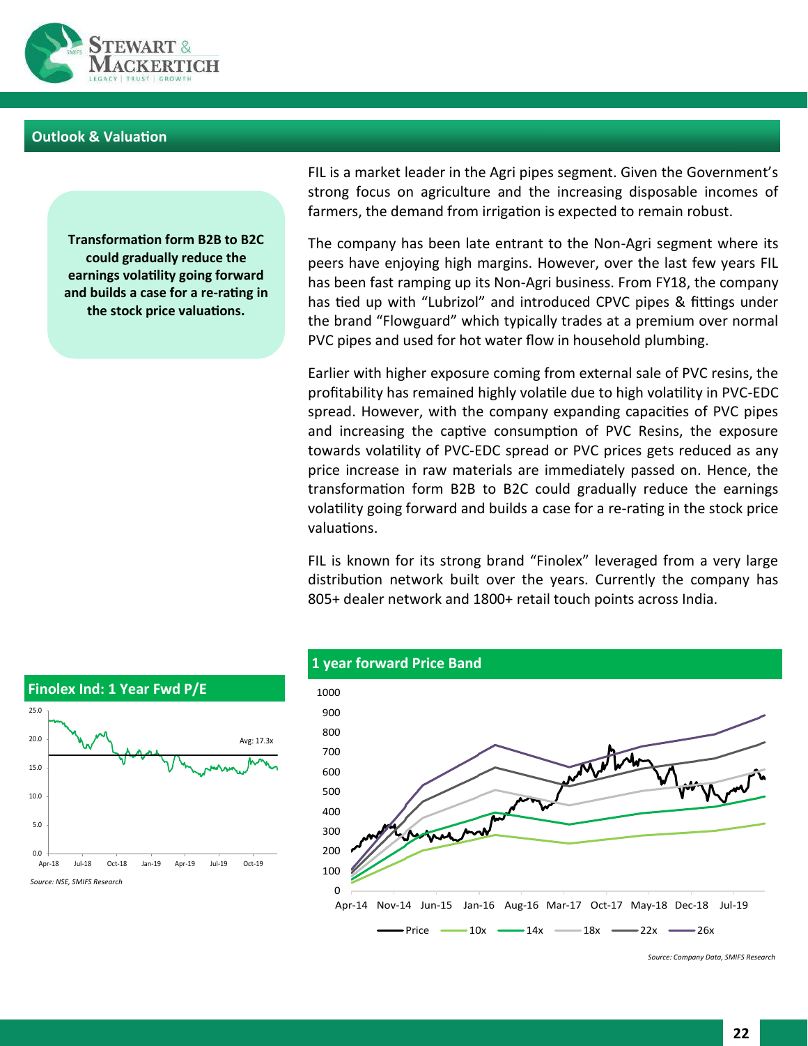## Outlook & Valuation

**Transformation form B2B to B2C could gradually reduce the earnings volatility going forward and builds a case for a re-rating in the stock price valuations.**

FIL is a market leader in the Agri pipes segment. Given the Government's strong focus on agriculture and the increasing disposable incomes of farmers, the demand from irrigation is expected to remain robust.

The company has been late entrant to the Non-Agri segment where its peers have enjoying high margins. However, over the last few years FIL has been fast ramping up its Non-Agri business. From FY18, the company has tied up with "Lubrizol" and introduced CPVC pipes & fittings under the brand "Flowguard" which typically trades at a premium over normal PVC pipes and used for hot water flow in household plumbing.

Earlier with higher exposure coming from external sale of PVC resins, the profitability has remained highly volatile due to high volatility in PVC-EDC spread. However, with the company expanding capacities of PVC pipes and increasing the captive consumption of PVC Resins, the exposure towards volatility of PVC-EDC spread or PVC prices gets reduced as any price increase in raw materials are immediately passed on. Hence, the transformation form B2B to B2C could gradually reduce the earnings volatility going forward and builds a case for a re-rating in the stock price valuations.

FIL is known for its strong brand "Finolex" leveraged from a very large distribution network built over the years. Currently the company has 805+ dealer network and 1800+ retail touch points across India.

### Finolex Ind: 1 Year Fwd P/E

*Source: NSE, SMIFS Research*

### 1 year forward Price Band

*Source: Company Data, SMIFS Research*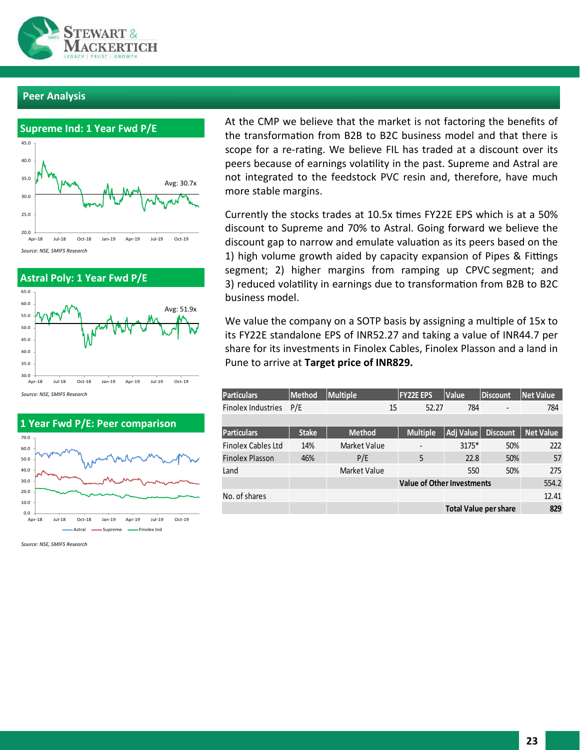## Peer Analysis

### Supreme Ind: 1 Year Fwd P/E

*Source: NSE, SMIFS Research*

### Astral Poly: 1 Year Fwd P/E

*Source: NSE, SMIFS Research*

### 1 Year Fwd P/E: Peer comparison

*Source: NSE, SMIFS Research*

At the CMP we believe that the market is not factoring the benefits of the transformation from B2B to B2C business model and that there is scope for a re-rating. We believe FIL has traded at a discount over its peers because of earnings volatility in the past. Supreme and Astral are not integrated to the feedstock PVC resin and, therefore, have much more stable margins.

Currently the stocks trades at 10.5x times FY22E EPS which is at a 50% discount to Supreme and 70% to Astral. Going forward we believe the discount gap to narrow and emulate valuation as its peers based on the 1) high volume growth aided by capacity expansion of Pipes & Fittings segment; 2) higher margins from ramping up CPVC segment; and 3) reduced volatility in earnings due to transformation from B2B to B2C business model.

We value the company on a SOTP basis by assigning a multiple of 15x to its FY22E standalone EPS of INR52.27 and taking a value of INR44.7 per share for its investments in Finolex Cables, Finolex Plasson and a land in Pune to arrive at **Target price of INR829.**

| Particulars | Method | Multiple | FY22E EPS | Value | Discount | Net Value |
|---|---|---|---|---|---|---|
| Finolex Industries | P/E | 15 | 52.27 | 784 | - | 784 |

| Particulars | Stake | Method | Multiple | Adj Value | Discount | Net Value |
|---|---|---|---|---|---|---|
| Finolex Cables Ltd | 14% | Market Value | - | 3175* | 50% | 222 |
| Finolex Plasson | 46% | P/E | 5 | 22.8 | 50% | 57 |
| Land | | Market Value | | 550 | 50% | 275 |
| | | | Value of Other Investments | | | 554.2 |
| No. of shares | | | | | | 12.41 |
| | | | | Total Value per share | | 829 |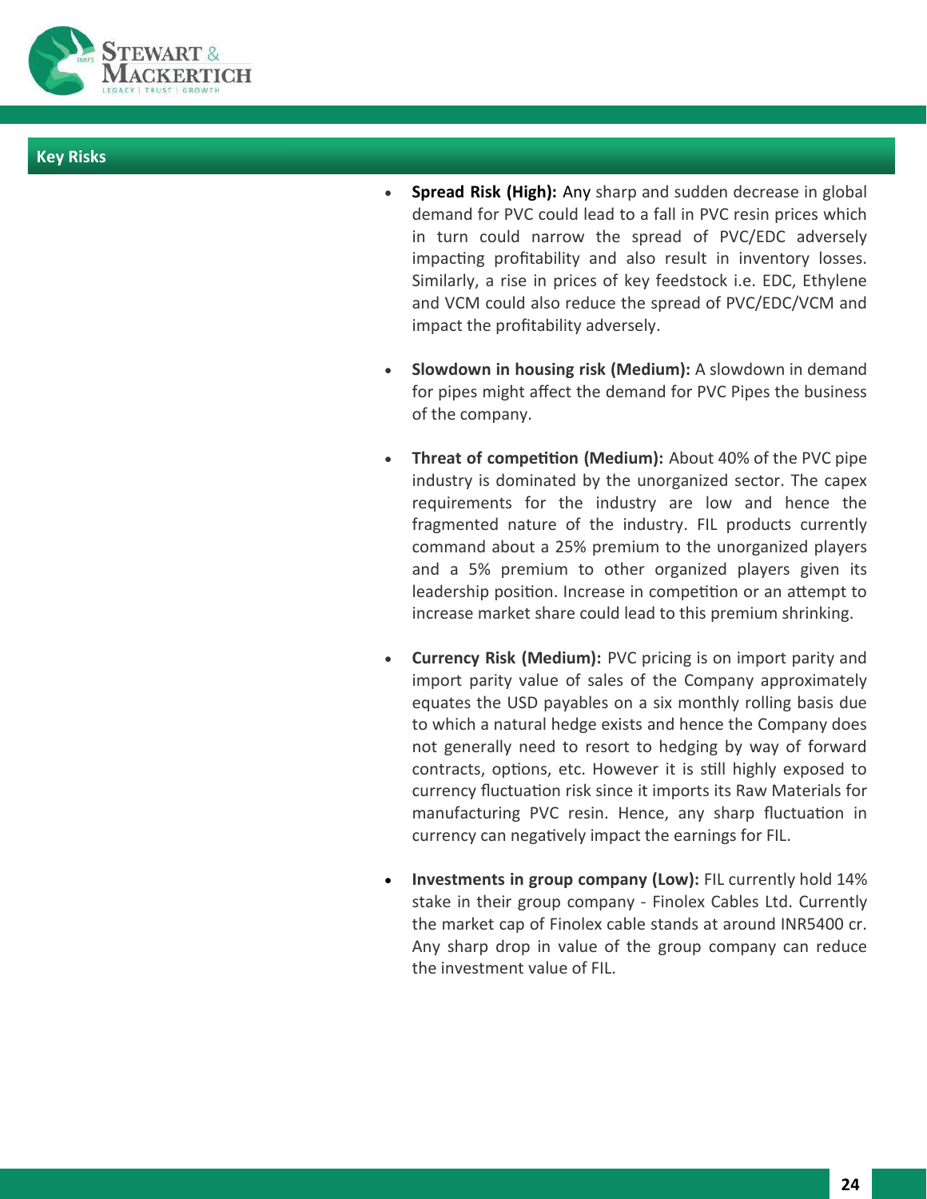## Key Risks

- **Spread Risk (High):** Any sharp and sudden decrease in global demand for PVC could lead to a fall in PVC resin prices which in turn could narrow the spread of PVC/EDC adversely impacting profitability and also result in inventory losses. Similarly, a rise in prices of key feedstock i.e. EDC, Ethylene and VCM could also reduce the spread of PVC/EDC/VCM and impact the profitability adversely.

- **Slowdown in housing risk (Medium):** A slowdown in demand for pipes might affect the demand for PVC Pipes the business of the company.

- **Threat of competition (Medium):** About 40% of the PVC pipe industry is dominated by the unorganized sector. The capex requirements for the industry are low and hence the fragmented nature of the industry. FIL products currently command about a 25% premium to the unorganized players and a 5% premium to other organized players given its leadership position. Increase in competition or an attempt to increase market share could lead to this premium shrinking.

- **Currency Risk (Medium):** PVC pricing is on import parity and import parity value of sales of the Company approximately equates the USD payables on a six monthly rolling basis due to which a natural hedge exists and hence the Company does not generally need to resort to hedging by way of forward contracts, options, etc. However it is still highly exposed to currency fluctuation risk since it imports its Raw Materials for manufacturing PVC resin. Hence, any sharp fluctuation in currency can negatively impact the earnings for FIL.

- **Investments in group company (Low):** FIL currently hold 14% stake in their group company - Finolex Cables Ltd. Currently the market cap of Finolex cable stands at around INR5400 cr. Any sharp drop in value of the group company can reduce the investment value of FIL.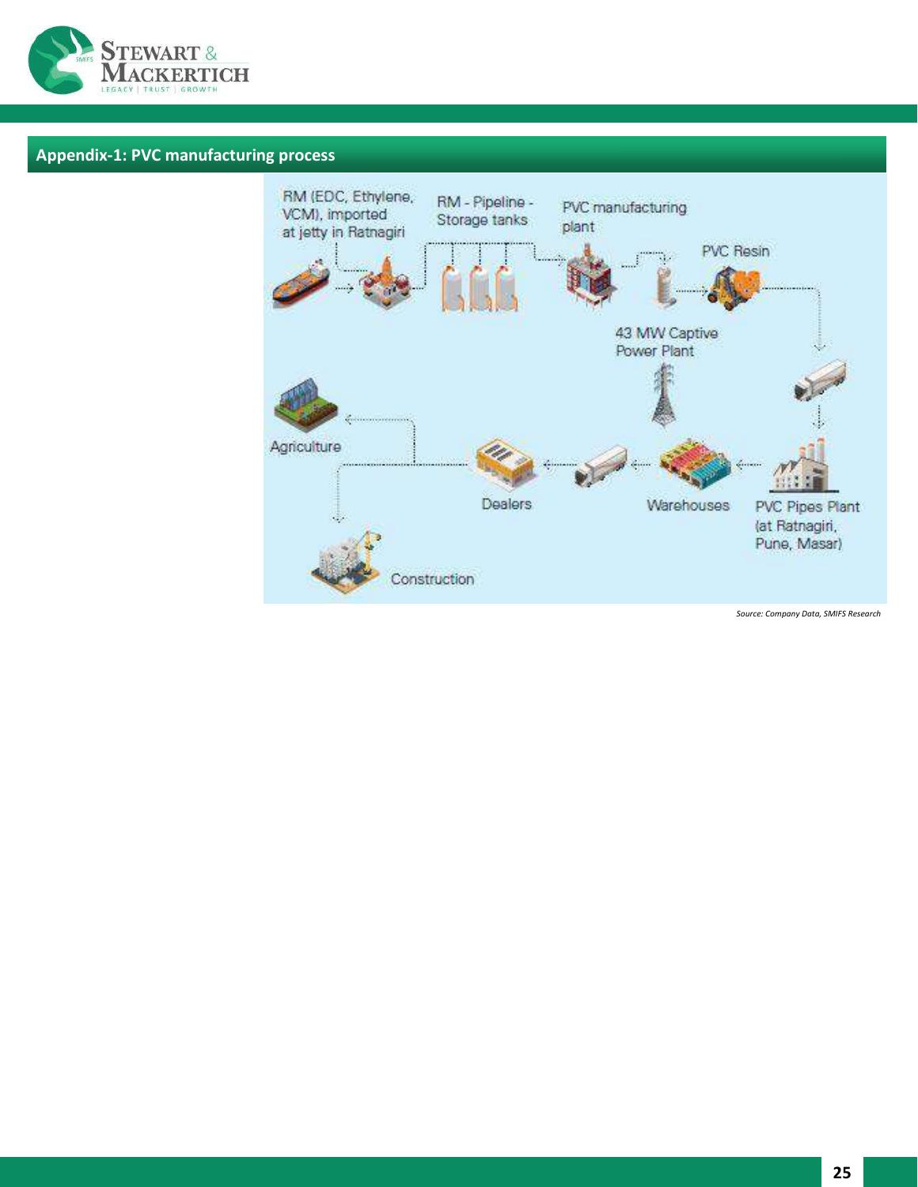## Appendix-1: PVC manufacturing process

RM (EDC, Ethylene, VCM), imported at jetty in Ratnagiri

RM - Pipeline - Storage tanks

PVC manufacturing plant

PVC Resin

43 MW Captive Power Plant

PVC Pipes Plant (at Ratnagiri, Pune, Masar)

Warehouses

Dealers

Agriculture

Construction

*Source: Company Data, SMIFS Research*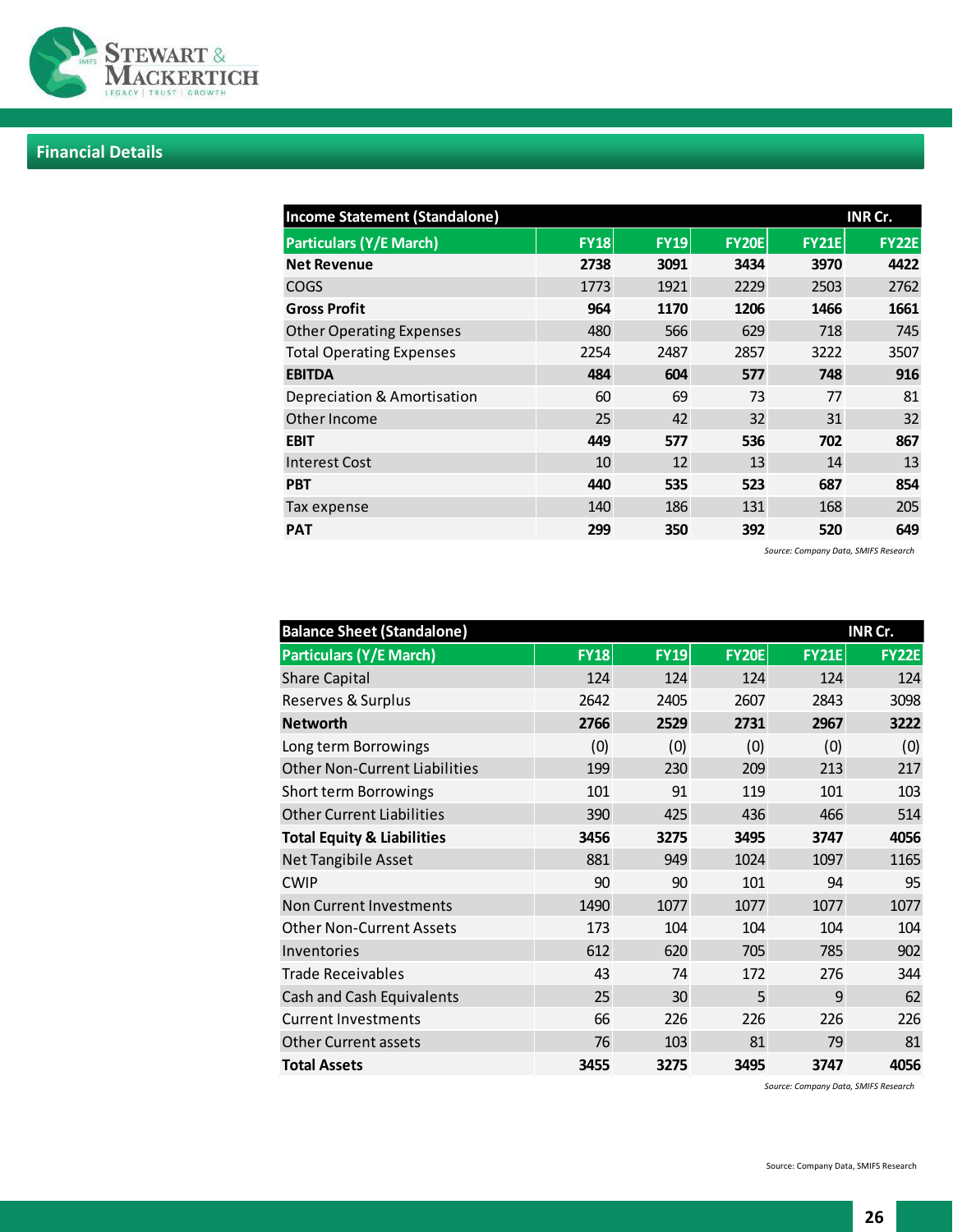## Financial Details

| Income Statement (Standalone) | | | | | INR Cr. |
|---|---|---|---|---|---|
| **Particulars (Y/E March)** | **FY18** | **FY19** | **FY20E** | **FY21E** | **FY22E** |
| **Net Revenue** | **2738** | **3091** | **3434** | **3970** | **4422** |
| COGS | 1773 | 1921 | 2229 | 2503 | 2762 |
| **Gross Profit** | **964** | **1170** | **1206** | **1466** | **1661** |
| Other Operating Expenses | 480 | 566 | 629 | 718 | 745 |
| Total Operating Expenses | 2254 | 2487 | 2857 | 3222 | 3507 |
| **EBITDA** | **484** | **604** | **577** | **748** | **916** |
| Depreciation & Amortisation | 60 | 69 | 73 | 77 | 81 |
| Other Income | 25 | 42 | 32 | 31 | 32 |
| **EBIT** | **449** | **577** | **536** | **702** | **867** |
| Interest Cost | 10 | 12 | 13 | 14 | 13 |
| **PBT** | **440** | **535** | **523** | **687** | **854** |
| Tax expense | 140 | 186 | 131 | 168 | 205 |
| **PAT** | **299** | **350** | **392** | **520** | **649** |

*Source: Company Data, SMIFS Research*

| Balance Sheet (Standalone) | | | | | INR Cr. |
|---|---|---|---|---|---|
| **Particulars (Y/E March)** | **FY18** | **FY19** | **FY20E** | **FY21E** | **FY22E** |
| Share Capital | 124 | 124 | 124 | 124 | 124 |
| Reserves & Surplus | 2642 | 2405 | 2607 | 2843 | 3098 |
| **Networth** | **2766** | **2529** | **2731** | **2967** | **3222** |
| Long term Borrowings | (0) | (0) | (0) | (0) | (0) |
| Other Non-Current Liabilities | 199 | 230 | 209 | 213 | 217 |
| Short term Borrowings | 101 | 91 | 119 | 101 | 103 |
| Other Current Liabilities | 390 | 425 | 436 | 466 | 514 |
| **Total Equity & Liabilities** | **3456** | **3275** | **3495** | **3747** | **4056** |
| Net Tangibile Asset | 881 | 949 | 1024 | 1097 | 1165 |
| CWIP | 90 | 90 | 101 | 94 | 95 |
| Non Current Investments | 1490 | 1077 | 1077 | 1077 | 1077 |
| Other Non-Current Assets | 173 | 104 | 104 | 104 | 104 |
| Inventories | 612 | 620 | 705 | 785 | 902 |
| Trade Receivables | 43 | 74 | 172 | 276 | 344 |
| Cash and Cash Equivalents | 25 | 30 | 5 | 9 | 62 |
| Current Investments | 66 | 226 | 226 | 226 | 226 |
| Other Current assets | 76 | 103 | 81 | 79 | 81 |
| **Total Assets** | **3455** | **3275** | **3495** | **3747** | **4056** |

*Source: Company Data, SMIFS Research*

Source: Company Data, SMIFS Research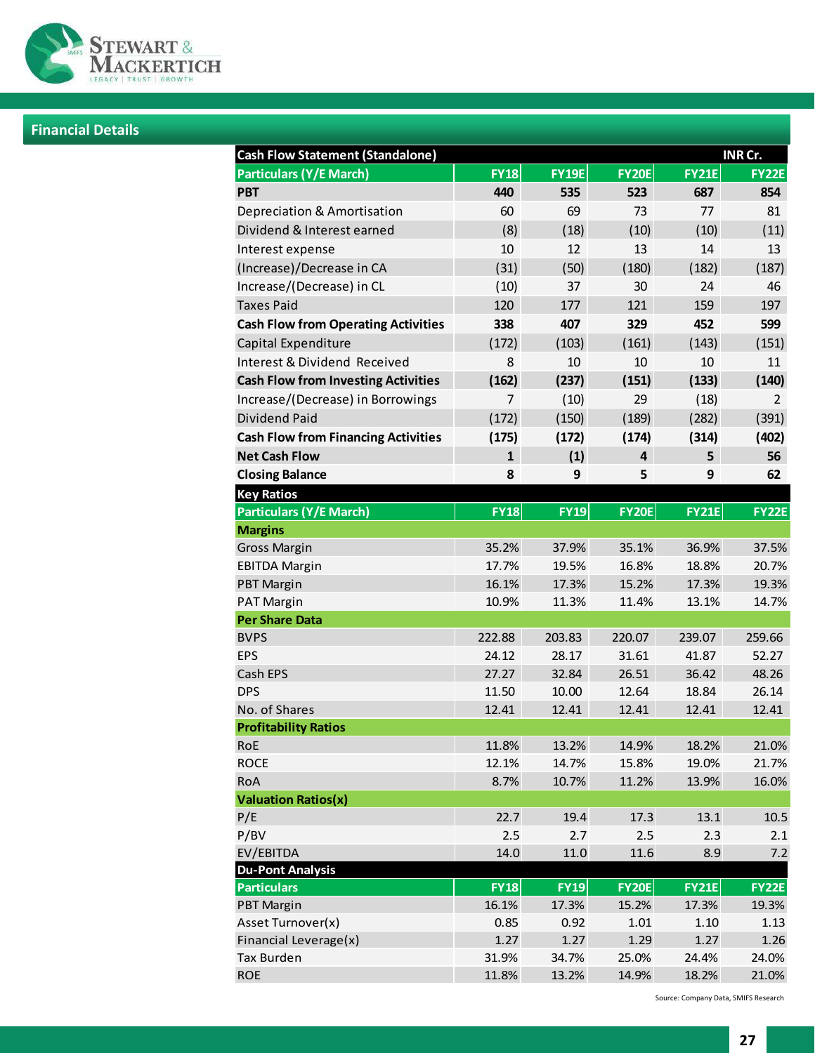## Financial Details

| Cash Flow Statement (Standalone) | | | | | INR Cr. |
|---|---|---|---|---|---|
| **Particulars (Y/E March)** | **FY18** | **FY19E** | **FY20E** | **FY21E** | **FY22E** |
| **PBT** | **440** | **535** | **523** | **687** | **854** |
| Depreciation & Amortisation | 60 | 69 | 73 | 77 | 81 |
| Dividend & Interest earned | (8) | (18) | (10) | (10) | (11) |
| Interest expense | 10 | 12 | 13 | 14 | 13 |
| (Increase)/Decrease in CA | (31) | (50) | (180) | (182) | (187) |
| Increase/(Decrease) in CL | (10) | 37 | 30 | 24 | 46 |
| Taxes Paid | 120 | 177 | 121 | 159 | 197 |
| **Cash Flow from Operating Activities** | **338** | **407** | **329** | **452** | **599** |
| Capital Expenditure | (172) | (103) | (161) | (143) | (151) |
| Interest & Dividend Received | 8 | 10 | 10 | 10 | 11 |
| **Cash Flow from Investing Activities** | **(162)** | **(237)** | **(151)** | **(133)** | **(140)** |
| Increase/(Decrease) in Borrowings | 7 | (10) | 29 | (18) | 2 |
| Dividend Paid | (172) | (150) | (189) | (282) | (391) |
| **Cash Flow from Financing Activities** | **(175)** | **(172)** | **(174)** | **(314)** | **(402)** |
| **Net Cash Flow** | **1** | **(1)** | **4** | **5** | **56** |
| **Closing Balance** | **8** | **9** | **5** | **9** | **62** |

| Key Ratios | | | | | |
|---|---|---|---|---|---|
| **Particulars (Y/E March)** | **FY18** | **FY19** | **FY20E** | **FY21E** | **FY22E** |
| **Margins** | | | | | |
| Gross Margin | 35.2% | 37.9% | 35.1% | 36.9% | 37.5% |
| EBITDA Margin | 17.7% | 19.5% | 16.8% | 18.8% | 20.7% |
| PBT Margin | 16.1% | 17.3% | 15.2% | 17.3% | 19.3% |
| PAT Margin | 10.9% | 11.3% | 11.4% | 13.1% | 14.7% |
| **Per Share Data** | | | | | |
| BVPS | 222.88 | 203.83 | 220.07 | 239.07 | 259.66 |
| EPS | 24.12 | 28.17 | 31.61 | 41.87 | 52.27 |
| Cash EPS | 27.27 | 32.84 | 26.51 | 36.42 | 48.26 |
| DPS | 11.50 | 10.00 | 12.64 | 18.84 | 26.14 |
| No. of Shares | 12.41 | 12.41 | 12.41 | 12.41 | 12.41 |
| **Profitability Ratios** | | | | | |
| RoE | 11.8% | 13.2% | 14.9% | 18.2% | 21.0% |
| ROCE | 12.1% | 14.7% | 15.8% | 19.0% | 21.7% |
| RoA | 8.7% | 10.7% | 11.2% | 13.9% | 16.0% |
| **Valuation Ratios(x)** | | | | | |
| P/E | 22.7 | 19.4 | 17.3 | 13.1 | 10.5 |
| P/BV | 2.5 | 2.7 | 2.5 | 2.3 | 2.1 |
| EV/EBITDA | 14.0 | 11.0 | 11.6 | 8.9 | 7.2 |

| Du-Pont Analysis | | | | | |
|---|---|---|---|---|---|
| **Particulars** | **FY18** | **FY19** | **FY20E** | **FY21E** | **FY22E** |
| PBT Margin | 16.1% | 17.3% | 15.2% | 17.3% | 19.3% |
| Asset Turnover(x) | 0.85 | 0.92 | 1.01 | 1.10 | 1.13 |
| Financial Leverage(x) | 1.27 | 1.27 | 1.29 | 1.27 | 1.26 |
| Tax Burden | 31.9% | 34.7% | 25.0% | 24.4% | 24.0% |
| ROE | 11.8% | 13.2% | 14.9% | 18.2% | 21.0% |

Source: Company Data, SMIFS Research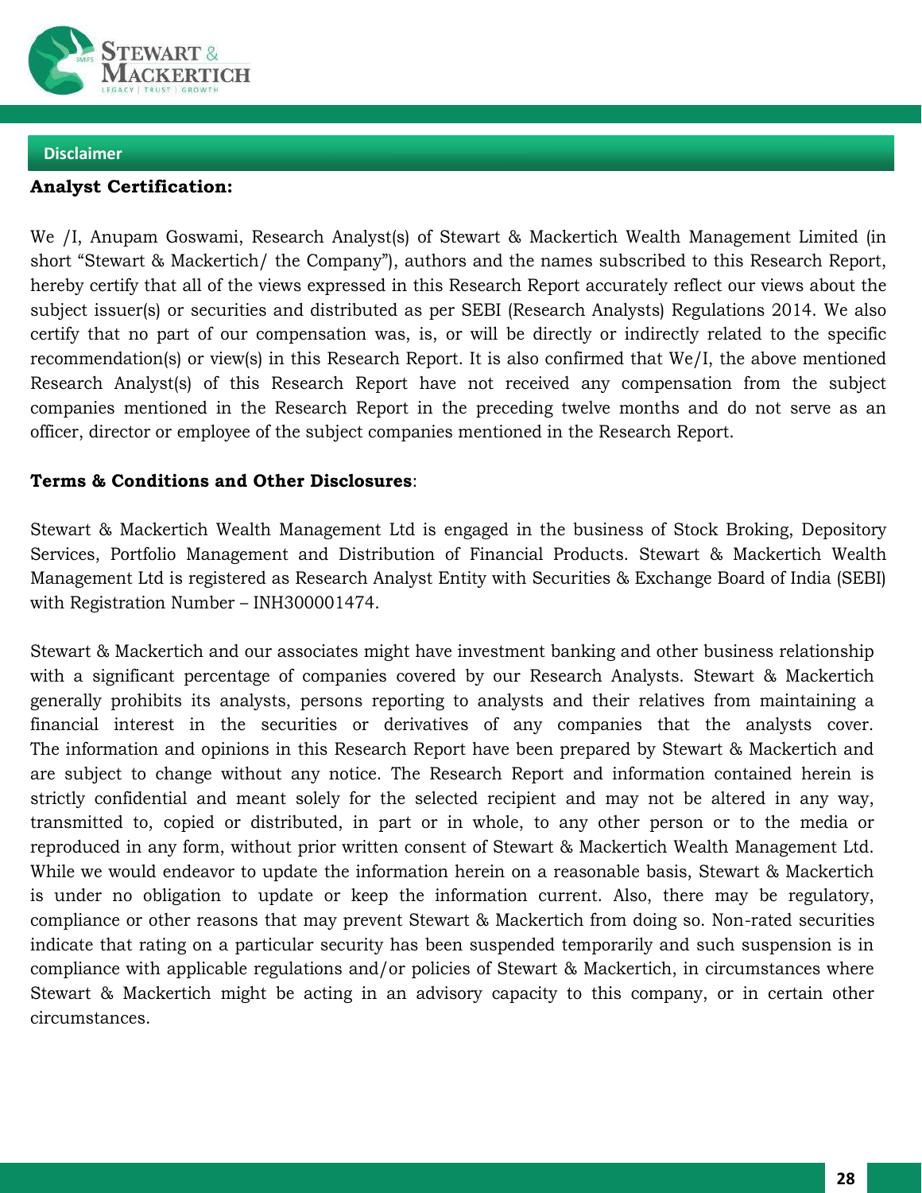## Disclaimer

**Analyst Certification:**

We /I, Anupam Goswami, Research Analyst(s) of Stewart & Mackertich Wealth Management Limited (in short "Stewart & Mackertich/ the Company"), authors and the names subscribed to this Research Report, hereby certify that all of the views expressed in this Research Report accurately reflect our views about the subject issuer(s) or securities and distributed as per SEBI (Research Analysts) Regulations 2014. We also certify that no part of our compensation was, is, or will be directly or indirectly related to the specific recommendation(s) or view(s) in this Research Report. It is also confirmed that We/I, the above mentioned Research Analyst(s) of this Research Report have not received any compensation from the subject companies mentioned in the Research Report in the preceding twelve months and do not serve as an officer, director or employee of the subject companies mentioned in the Research Report.

**Terms & Conditions and Other Disclosures**:

Stewart & Mackertich Wealth Management Ltd is engaged in the business of Stock Broking, Depository Services, Portfolio Management and Distribution of Financial Products. Stewart & Mackertich Wealth Management Ltd is registered as Research Analyst Entity with Securities & Exchange Board of India (SEBI) with Registration Number – INH300001474.

Stewart & Mackertich and our associates might have investment banking and other business relationship with a significant percentage of companies covered by our Research Analysts. Stewart & Mackertich generally prohibits its analysts, persons reporting to analysts and their relatives from maintaining a financial interest in the securities or derivatives of any companies that the analysts cover. The information and opinions in this Research Report have been prepared by Stewart & Mackertich and are subject to change without any notice. The Research Report and information contained herein is strictly confidential and meant solely for the selected recipient and may not be altered in any way, transmitted to, copied or distributed, in part or in whole, to any other person or to the media or reproduced in any form, without prior written consent of Stewart & Mackertich Wealth Management Ltd. While we would endeavor to update the information herein on a reasonable basis, Stewart & Mackertich is under no obligation to update or keep the information current. Also, there may be regulatory, compliance or other reasons that may prevent Stewart & Mackertich from doing so. Non-rated securities indicate that rating on a particular security has been suspended temporarily and such suspension is in compliance with applicable regulations and/or policies of Stewart & Mackertich, in circumstances where Stewart & Mackertich might be acting in an advisory capacity to this company, or in certain other circumstances.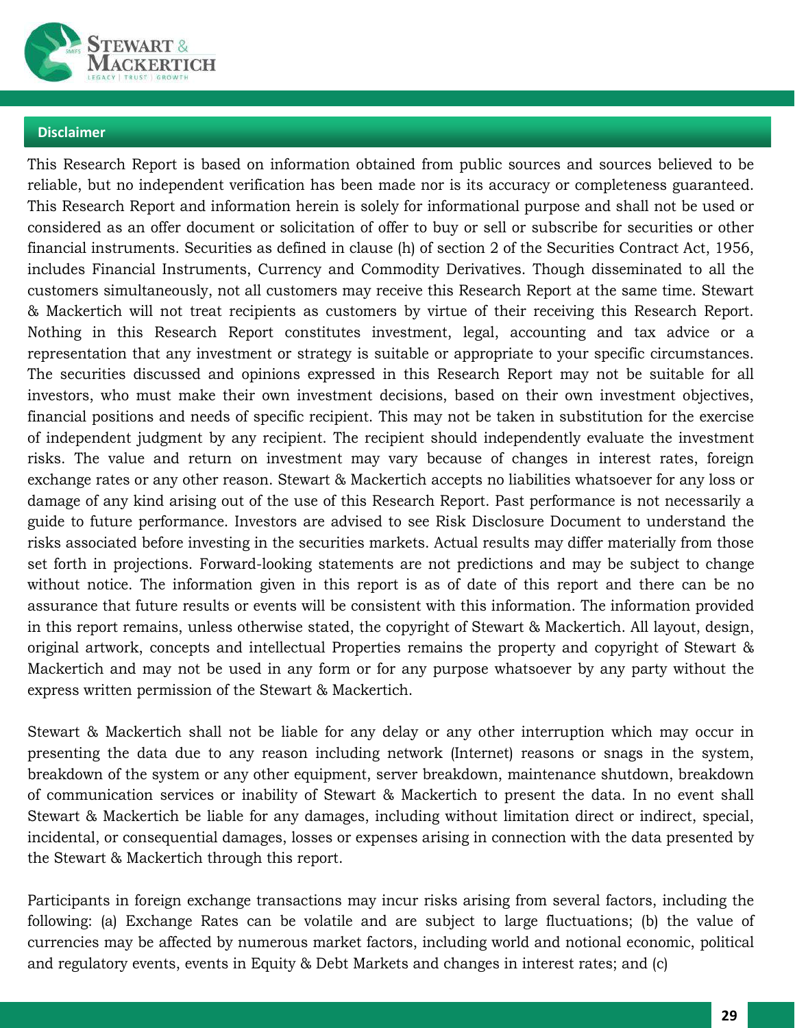## Disclaimer

This Research Report is based on information obtained from public sources and sources believed to be reliable, but no independent verification has been made nor is its accuracy or completeness guaranteed. This Research Report and information herein is solely for informational purpose and shall not be used or considered as an offer document or solicitation of offer to buy or sell or subscribe for securities or other financial instruments. Securities as defined in clause (h) of section 2 of the Securities Contract Act, 1956, includes Financial Instruments, Currency and Commodity Derivatives. Though disseminated to all the customers simultaneously, not all customers may receive this Research Report at the same time. Stewart & Mackertich will not treat recipients as customers by virtue of their receiving this Research Report. Nothing in this Research Report constitutes investment, legal, accounting and tax advice or a representation that any investment or strategy is suitable or appropriate to your specific circumstances. The securities discussed and opinions expressed in this Research Report may not be suitable for all investors, who must make their own investment decisions, based on their own investment objectives, financial positions and needs of specific recipient. This may not be taken in substitution for the exercise of independent judgment by any recipient. The recipient should independently evaluate the investment risks. The value and return on investment may vary because of changes in interest rates, foreign exchange rates or any other reason. Stewart & Mackertich accepts no liabilities whatsoever for any loss or damage of any kind arising out of the use of this Research Report. Past performance is not necessarily a guide to future performance. Investors are advised to see Risk Disclosure Document to understand the risks associated before investing in the securities markets. Actual results may differ materially from those set forth in projections. Forward-looking statements are not predictions and may be subject to change without notice. The information given in this report is as of date of this report and there can be no assurance that future results or events will be consistent with this information. The information provided in this report remains, unless otherwise stated, the copyright of Stewart & Mackertich. All layout, design, original artwork, concepts and intellectual Properties remains the property and copyright of Stewart & Mackertich and may not be used in any form or for any purpose whatsoever by any party without the express written permission of the Stewart & Mackertich.

Stewart & Mackertich shall not be liable for any delay or any other interruption which may occur in presenting the data due to any reason including network (Internet) reasons or snags in the system, breakdown of the system or any other equipment, server breakdown, maintenance shutdown, breakdown of communication services or inability of Stewart & Mackertich to present the data. In no event shall Stewart & Mackertich be liable for any damages, including without limitation direct or indirect, special, incidental, or consequential damages, losses or expenses arising in connection with the data presented by the Stewart & Mackertich through this report.

Participants in foreign exchange transactions may incur risks arising from several factors, including the following: (a) Exchange Rates can be volatile and are subject to large fluctuations; (b) the value of currencies may be affected by numerous market factors, including world and notional economic, political and regulatory events, events in Equity & Debt Markets and changes in interest rates; and (c)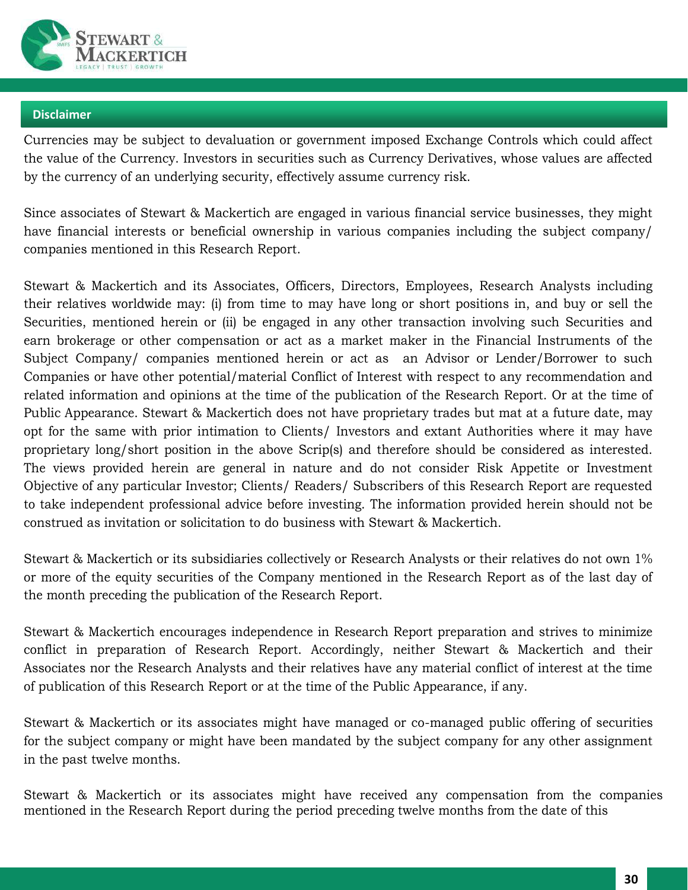## Disclaimer

Currencies may be subject to devaluation or government imposed Exchange Controls which could affect the value of the Currency. Investors in securities such as Currency Derivatives, whose values are affected by the currency of an underlying security, effectively assume currency risk.

Since associates of Stewart & Mackertich are engaged in various financial service businesses, they might have financial interests or beneficial ownership in various companies including the subject company/ companies mentioned in this Research Report.

Stewart & Mackertich and its Associates, Officers, Directors, Employees, Research Analysts including their relatives worldwide may: (i) from time to may have long or short positions in, and buy or sell the Securities, mentioned herein or (ii) be engaged in any other transaction involving such Securities and earn brokerage or other compensation or act as a market maker in the Financial Instruments of the Subject Company/ companies mentioned herein or act as an Advisor or Lender/Borrower to such Companies or have other potential/material Conflict of Interest with respect to any recommendation and related information and opinions at the time of the publication of the Research Report. Or at the time of Public Appearance. Stewart & Mackertich does not have proprietary trades but mat at a future date, may opt for the same with prior intimation to Clients/ Investors and extant Authorities where it may have proprietary long/short position in the above Scrip(s) and therefore should be considered as interested. The views provided herein are general in nature and do not consider Risk Appetite or Investment Objective of any particular Investor; Clients/ Readers/ Subscribers of this Research Report are requested to take independent professional advice before investing. The information provided herein should not be construed as invitation or solicitation to do business with Stewart & Mackertich.

Stewart & Mackertich or its subsidiaries collectively or Research Analysts or their relatives do not own 1% or more of the equity securities of the Company mentioned in the Research Report as of the last day of the month preceding the publication of the Research Report.

Stewart & Mackertich encourages independence in Research Report preparation and strives to minimize conflict in preparation of Research Report. Accordingly, neither Stewart & Mackertich and their Associates nor the Research Analysts and their relatives have any material conflict of interest at the time of publication of this Research Report or at the time of the Public Appearance, if any.

Stewart & Mackertich or its associates might have managed or co-managed public offering of securities for the subject company or might have been mandated by the subject company for any other assignment in the past twelve months.

Stewart & Mackertich or its associates might have received any compensation from the companies mentioned in the Research Report during the period preceding twelve months from the date of this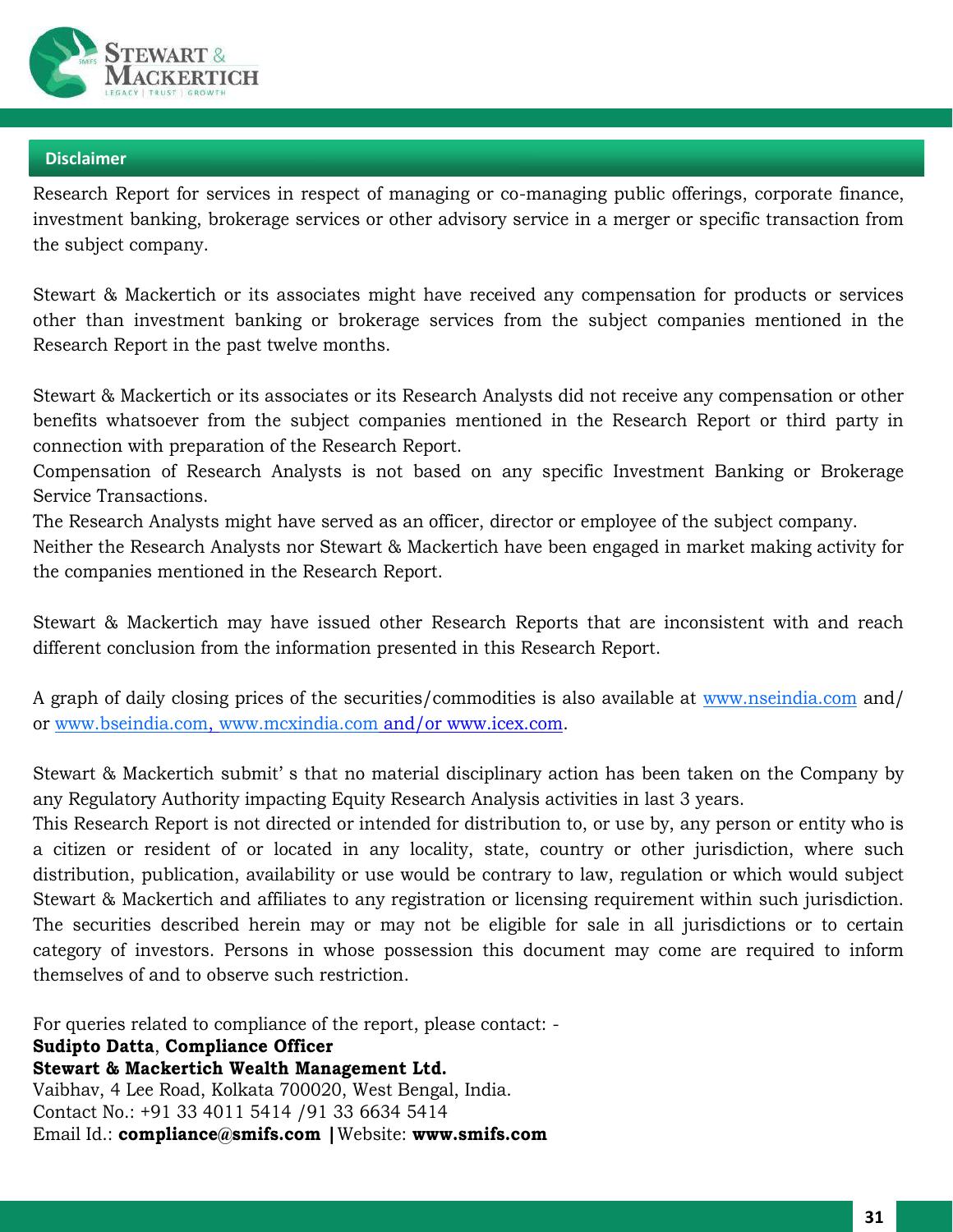## Disclaimer

Research Report for services in respect of managing or co-managing public offerings, corporate finance, investment banking, brokerage services or other advisory service in a merger or specific transaction from the subject company.

Stewart & Mackertich or its associates might have received any compensation for products or services other than investment banking or brokerage services from the subject companies mentioned in the Research Report in the past twelve months.

Stewart & Mackertich or its associates or its Research Analysts did not receive any compensation or other benefits whatsoever from the subject companies mentioned in the Research Report or third party in connection with preparation of the Research Report.
Compensation of Research Analysts is not based on any specific Investment Banking or Brokerage Service Transactions.
The Research Analysts might have served as an officer, director or employee of the subject company.
Neither the Research Analysts nor Stewart & Mackertich have been engaged in market making activity for the companies mentioned in the Research Report.

Stewart & Mackertich may have issued other Research Reports that are inconsistent with and reach different conclusion from the information presented in this Research Report.

A graph of daily closing prices of the securities/commodities is also available at www.nseindia.com and/or www.bseindia.com, www.mcxindia.com and/or www.icex.com.

Stewart & Mackertich submit' s that no material disciplinary action has been taken on the Company by any Regulatory Authority impacting Equity Research Analysis activities in last 3 years.
This Research Report is not directed or intended for distribution to, or use by, any person or entity who is a citizen or resident of or located in any locality, state, country or other jurisdiction, where such distribution, publication, availability or use would be contrary to law, regulation or which would subject Stewart & Mackertich and affiliates to any registration or licensing requirement within such jurisdiction. The securities described herein may or may not be eligible for sale in all jurisdictions or to certain category of investors. Persons in whose possession this document may come are required to inform themselves of and to observe such restriction.

For queries related to compliance of the report, please contact: -
**Sudipto Datta**, **Compliance Officer**
**Stewart & Mackertich Wealth Management Ltd.**
Vaibhav, 4 Lee Road, Kolkata 700020, West Bengal, India.
Contact No.: +91 33 4011 5414 /91 33 6634 5414
Email Id.: **compliance@smifs.com |**Website: **www.smifs.com**